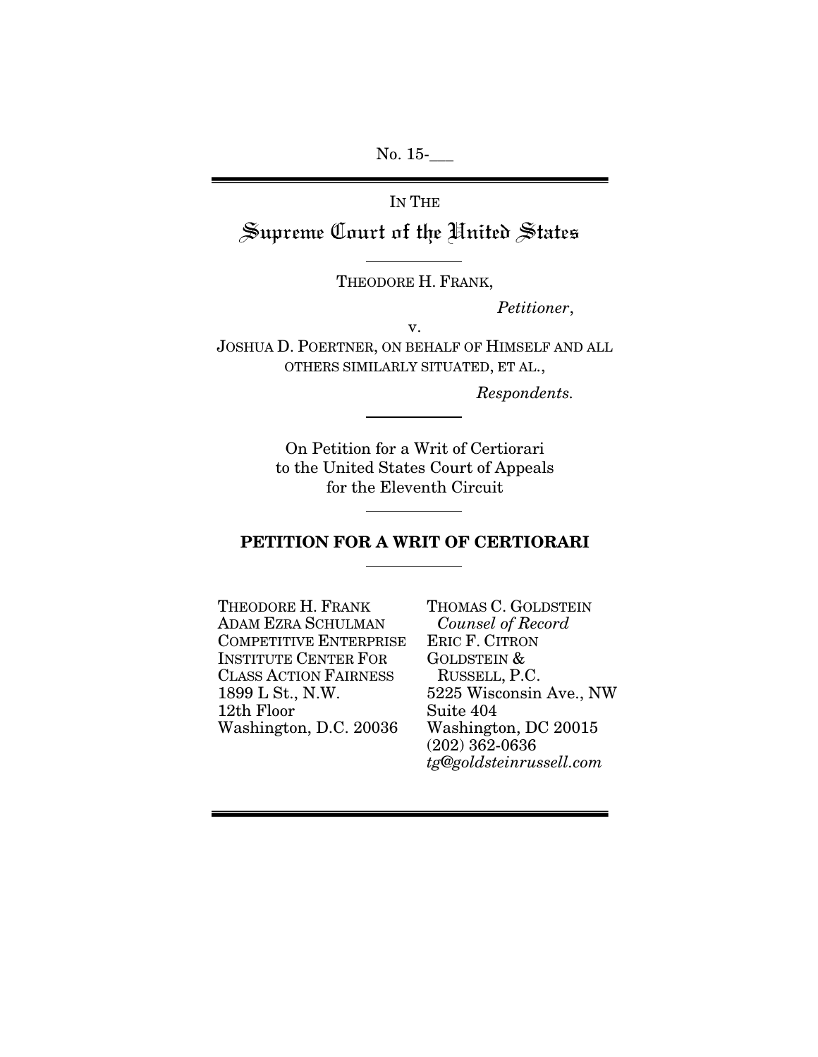No. 15-___

IN THE

# Supreme Court of the United States

THEODORE H. FRANK,

*Petitioner*,

v.

JOSHUA D. POERTNER, ON BEHALF OF HIMSELF AND ALL OTHERS SIMILARLY SITUATED, ET AL.,

*Respondents.*

On Petition for a Writ of Certiorari to the United States Court of Appeals for the Eleventh Circuit

## PETITION FOR A WRIT OF CERTIORARI

THEODORE H. FRANK
ADAM EZRA SCHULMAN
COMPETITIVE ENTERPRISE INSTITUTE CENTER FOR CLASS ACTION FAIRNESS
1899 L St., N.W.
12th Floor
Washington, D.C. 20036

THOMAS C. GOLDSTEIN
*Counsel of Record*
ERIC F. CITRON
GOLDSTEIN & RUSSELL, P.C.
5225 Wisconsin Ave., NW
Suite 404
Washington, DC 20015
(202) 362-0636
*tg@goldsteinrussell.com*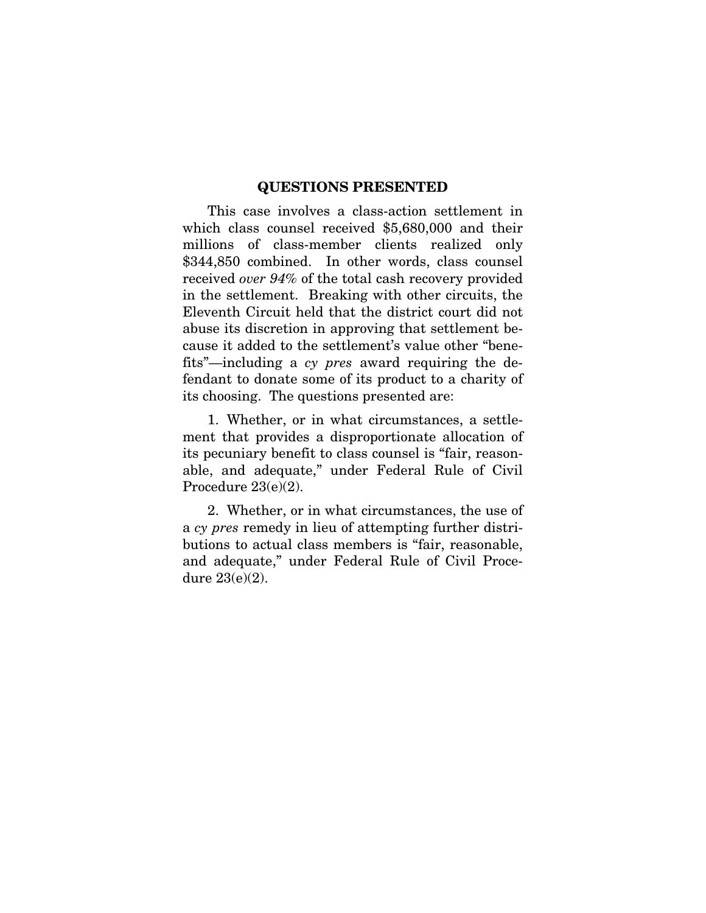## QUESTIONS PRESENTED

This case involves a class-action settlement in which class counsel received $5,680,000 and their millions of class-member clients realized only $344,850 combined. In other words, class counsel received *over 94%* of the total cash recovery provided in the settlement. Breaking with other circuits, the Eleventh Circuit held that the district court did not abuse its discretion in approving that settlement because it added to the settlement's value other "benefits"—including a *cy pres* award requiring the defendant to donate some of its product to a charity of its choosing. The questions presented are:

1. Whether, or in what circumstances, a settlement that provides a disproportionate allocation of its pecuniary benefit to class counsel is "fair, reasonable, and adequate," under Federal Rule of Civil Procedure 23(e)(2).

2. Whether, or in what circumstances, the use of a *cy pres* remedy in lieu of attempting further distributions to actual class members is "fair, reasonable, and adequate," under Federal Rule of Civil Procedure 23(e)(2).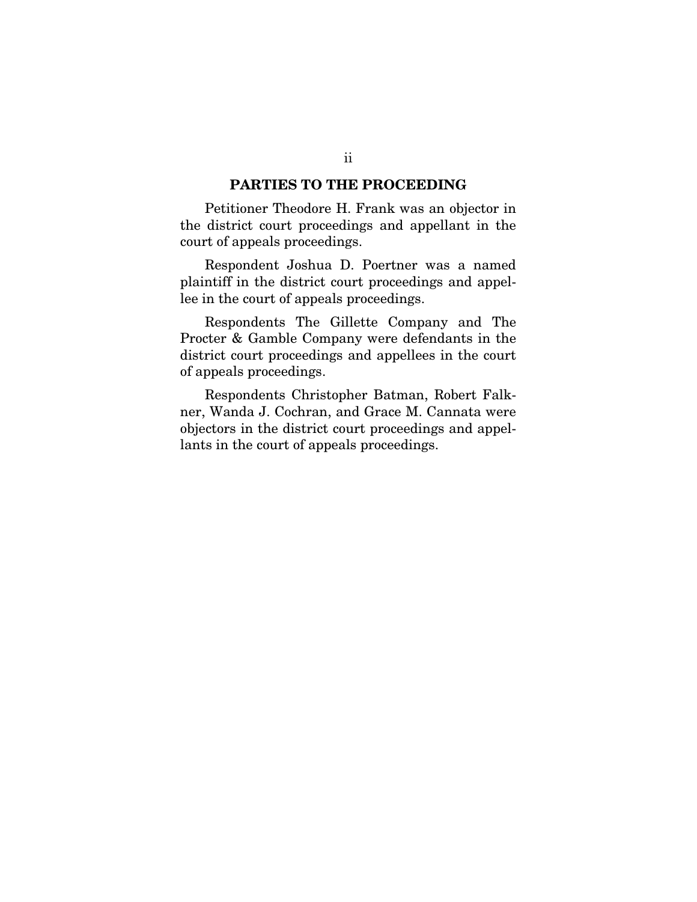## PARTIES TO THE PROCEEDING

Petitioner Theodore H. Frank was an objector in the district court proceedings and appellant in the court of appeals proceedings.

Respondent Joshua D. Poertner was a named plaintiff in the district court proceedings and appellee in the court of appeals proceedings.

Respondents The Gillette Company and The Procter & Gamble Company were defendants in the district court proceedings and appellees in the court of appeals proceedings.

Respondents Christopher Batman, Robert Falkner, Wanda J. Cochran, and Grace M. Cannata were objectors in the district court proceedings and appellants in the court of appeals proceedings.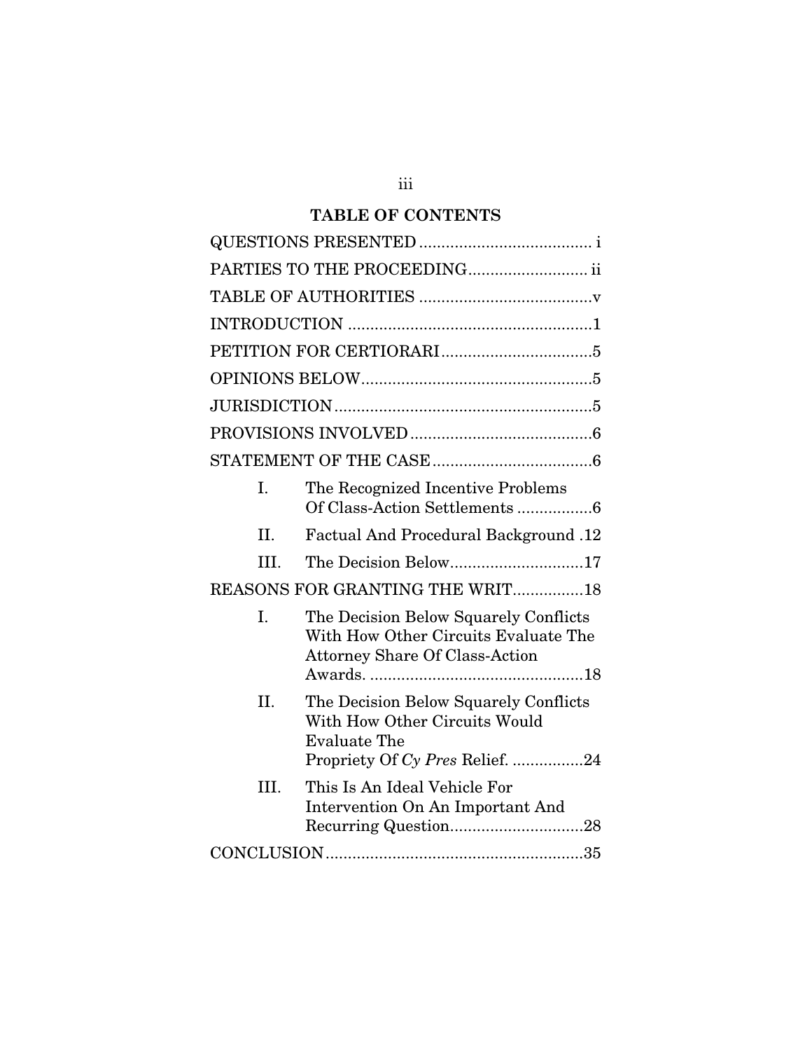## TABLE OF CONTENTS

QUESTIONS PRESENTED ....................................... i

PARTIES TO THE PROCEEDING........................... ii

TABLE OF AUTHORITIES .......................................v

INTRODUCTION .......................................................1

PETITION FOR CERTIORARI ..................................5

OPINIONS BELOW....................................................5

JURISDICTION ..........................................................5

PROVISIONS INVOLVED .........................................6

STATEMENT OF THE CASE ....................................6

- I. The Recognized Incentive Problems Of Class-Action Settlements .................6
- II. Factual And Procedural Background .12
- III. The Decision Below..............................17

REASONS FOR GRANTING THE WRIT................18

- I. The Decision Below Squarely Conflicts With How Other Circuits Evaluate The Attorney Share Of Class-Action Awards. ................................................18
- II. The Decision Below Squarely Conflicts With How Other Circuits Would Evaluate The Propriety Of *Cy Pres* Relief. ................24
- III. This Is An Ideal Vehicle For Intervention On An Important And Recurring Question..............................28

CONCLUSION ..........................................................35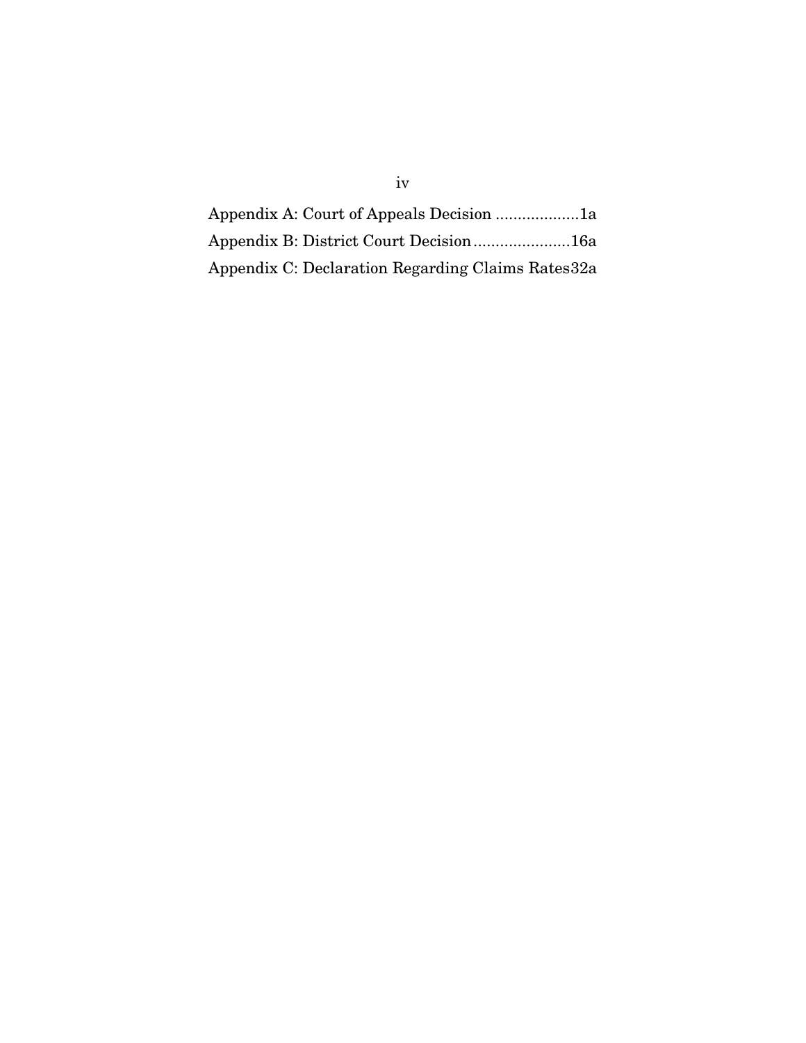Appendix A: Court of Appeals Decision ..................1a

Appendix B: District Court Decision......................16a

Appendix C: Declaration Regarding Claims Rates32a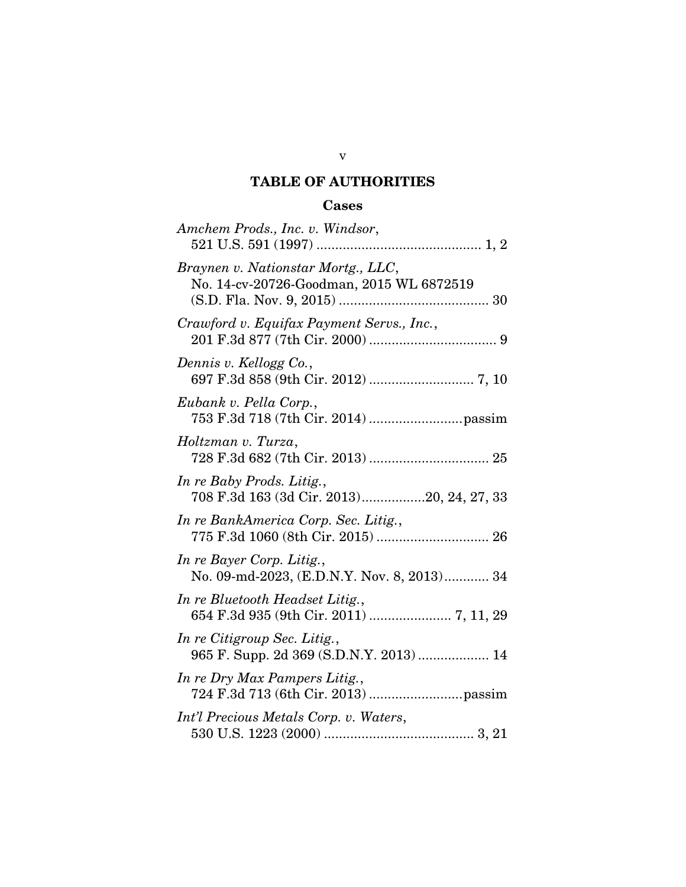## TABLE OF AUTHORITIES

### Cases

*Amchem Prods., Inc. v. Windsor*,
521 U.S. 591 (1997) ............................................ 1, 2

*Braynen v. Nationstar Mortg., LLC*,
No. 14-cv-20726-Goodman, 2015 WL 6872519
(S.D. Fla. Nov. 9, 2015) ........................................ 30

*Crawford v. Equifax Payment Servs., Inc.*,
201 F.3d 877 (7th Cir. 2000) .................................. 9

*Dennis v. Kellogg Co.*,
697 F.3d 858 (9th Cir. 2012) ............................ 7, 10

*Eubank v. Pella Corp.*,
753 F.3d 718 (7th Cir. 2014) .........................passim

*Holtzman v. Turza*,
728 F.3d 682 (7th Cir. 2013) ................................ 25

*In re Baby Prods. Litig.*,
708 F.3d 163 (3d Cir. 2013).................20, 24, 27, 33

*In re BankAmerica Corp. Sec. Litig.*,
775 F.3d 1060 (8th Cir. 2015) .............................. 26

*In re Bayer Corp. Litig.*,
No. 09-md-2023, (E.D.N.Y. Nov. 8, 2013)............ 34

*In re Bluetooth Headset Litig.*,
654 F.3d 935 (9th Cir. 2011) ...................... 7, 11, 29

*In re Citigroup Sec. Litig.*,
965 F. Supp. 2d 369 (S.D.N.Y. 2013) ................... 14

*In re Dry Max Pampers Litig.*,
724 F.3d 713 (6th Cir. 2013) .........................passim

*Int'l Precious Metals Corp. v. Waters*,
530 U.S. 1223 (2000) ........................................ 3, 21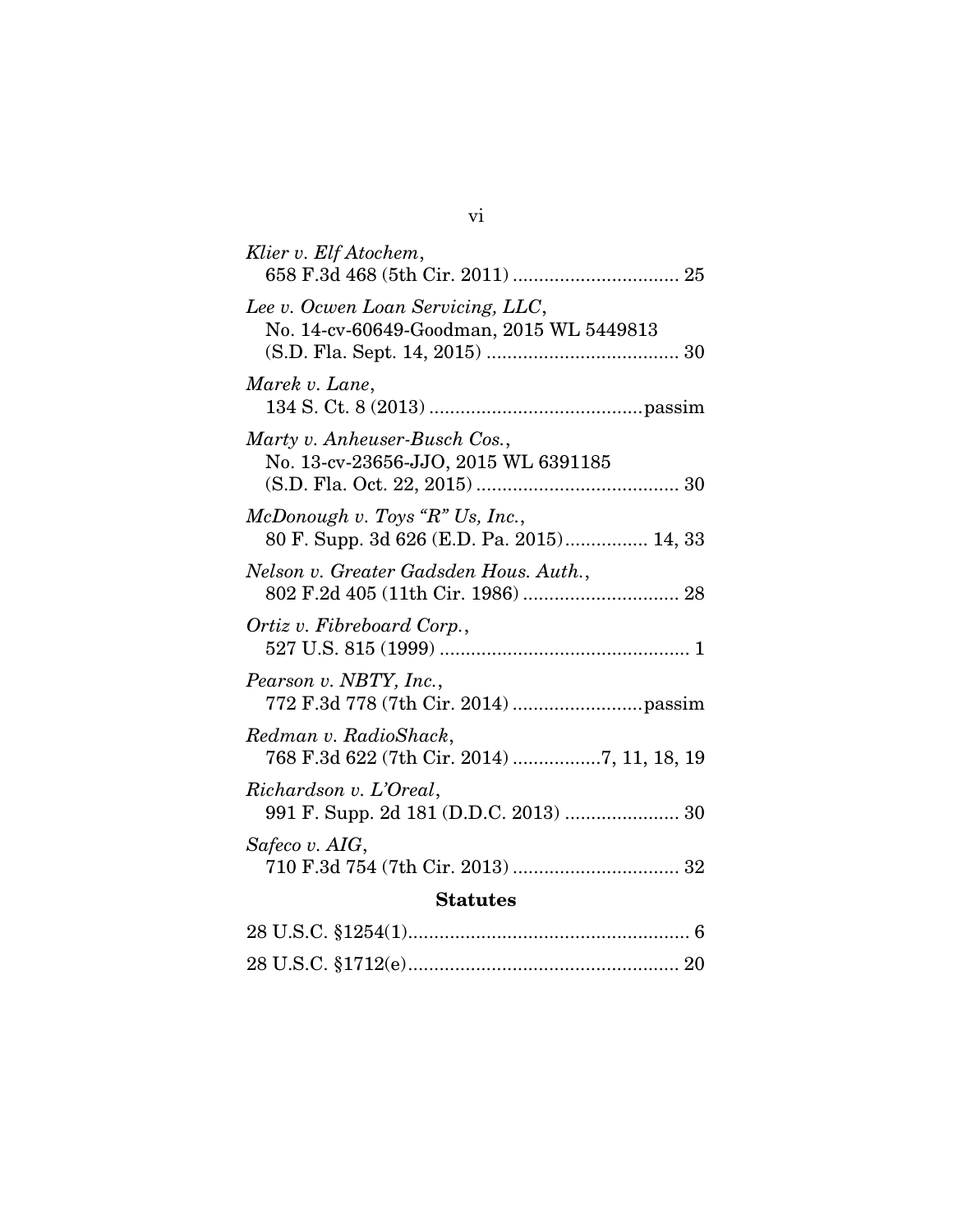*Klier v. Elf Atochem*,
658 F.3d 468 (5th Cir. 2011) ................................ 25

*Lee v. Ocwen Loan Servicing, LLC*,
No. 14-cv-60649-Goodman, 2015 WL 5449813
(S.D. Fla. Sept. 14, 2015) ..................................... 30

*Marek v. Lane*,
134 S. Ct. 8 (2013) .........................................passim

*Marty v. Anheuser-Busch Cos.*,
No. 13-cv-23656-JJO, 2015 WL 6391185
(S.D. Fla. Oct. 22, 2015) ....................................... 30

*McDonough v. Toys "R" Us, Inc.*,
80 F. Supp. 3d 626 (E.D. Pa. 2015)................ 14, 33

*Nelson v. Greater Gadsden Hous. Auth.*,
802 F.2d 405 (11th Cir. 1986) .............................. 28

*Ortiz v. Fibreboard Corp.*,
527 U.S. 815 (1999) ................................................ 1

*Pearson v. NBTY, Inc.*,
772 F.3d 778 (7th Cir. 2014) .........................passim

*Redman v. RadioShack*,
768 F.3d 622 (7th Cir. 2014) ................7, 11, 18, 19

*Richardson v. L'Oreal*,
991 F. Supp. 2d 181 (D.D.C. 2013) ...................... 30

*Safeco v. AIG*,
710 F.3d 754 (7th Cir. 2013) ................................ 32

**Statutes**

28 U.S.C. §1254(1)...................................................... 6

28 U.S.C. §1712(e).................................................... 20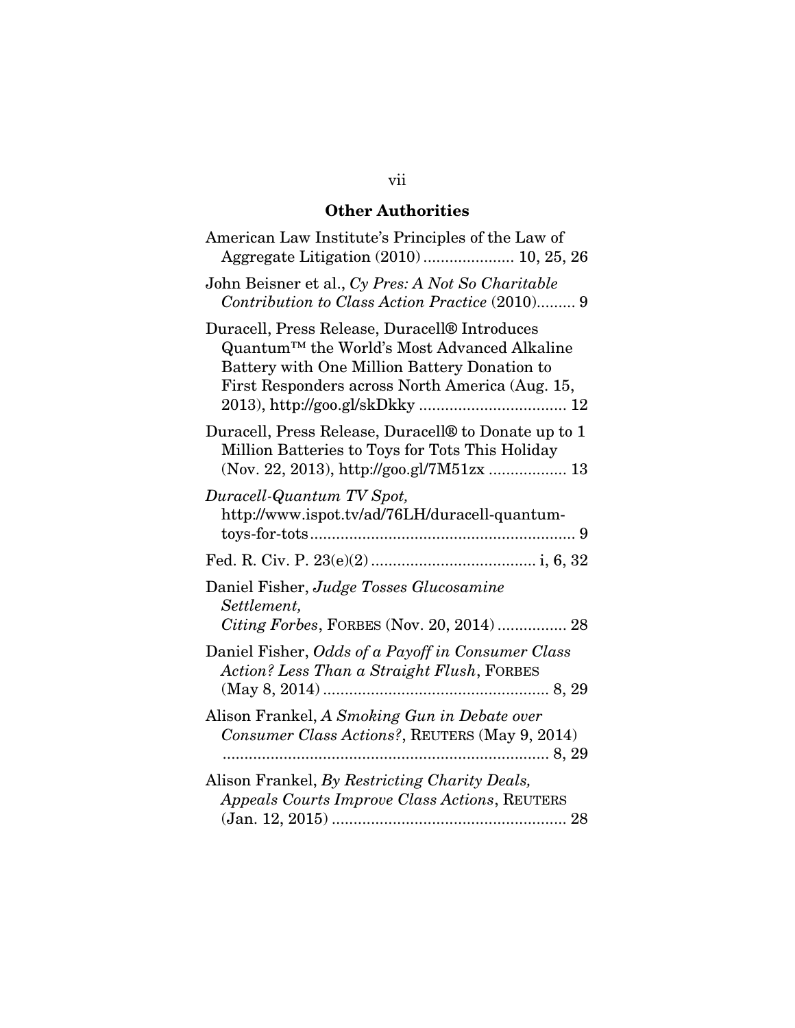## Other Authorities

American Law Institute's Principles of the Law of Aggregate Litigation (2010) .................... 10, 25, 26

John Beisner et al., *Cy Pres: A Not So Charitable Contribution to Class Action Practice* (2010)......... 9

Duracell, Press Release, Duracell® Introduces Quantum™ the World's Most Advanced Alkaline Battery with One Million Battery Donation to First Responders across North America (Aug. 15, 2013), http://goo.gl/skDkky .................................. 12

Duracell, Press Release, Duracell® to Donate up to 1 Million Batteries to Toys for Tots This Holiday (Nov. 22, 2013), http://goo.gl/7M51zx .................. 13

*Duracell-Quantum TV Spot,* http://www.ispot.tv/ad/76LH/duracell-quantum-toys-for-tots............................................................. 9

Fed. R. Civ. P. 23(e)(2) ..................................... i, 6, 32

Daniel Fisher, *Judge Tosses Glucosamine Settlement, Citing Forbes*, FORBES (Nov. 20, 2014) ................ 28

Daniel Fisher, *Odds of a Payoff in Consumer Class Action? Less Than a Straight Flush*, FORBES (May 8, 2014) .................................................... 8, 29

Alison Frankel, *A Smoking Gun in Debate over Consumer Class Actions?*, REUTERS (May 9, 2014) ........................................................................... 8, 29

Alison Frankel, *By Restricting Charity Deals, Appeals Courts Improve Class Actions*, REUTERS (Jan. 12, 2015) ...................................................... 28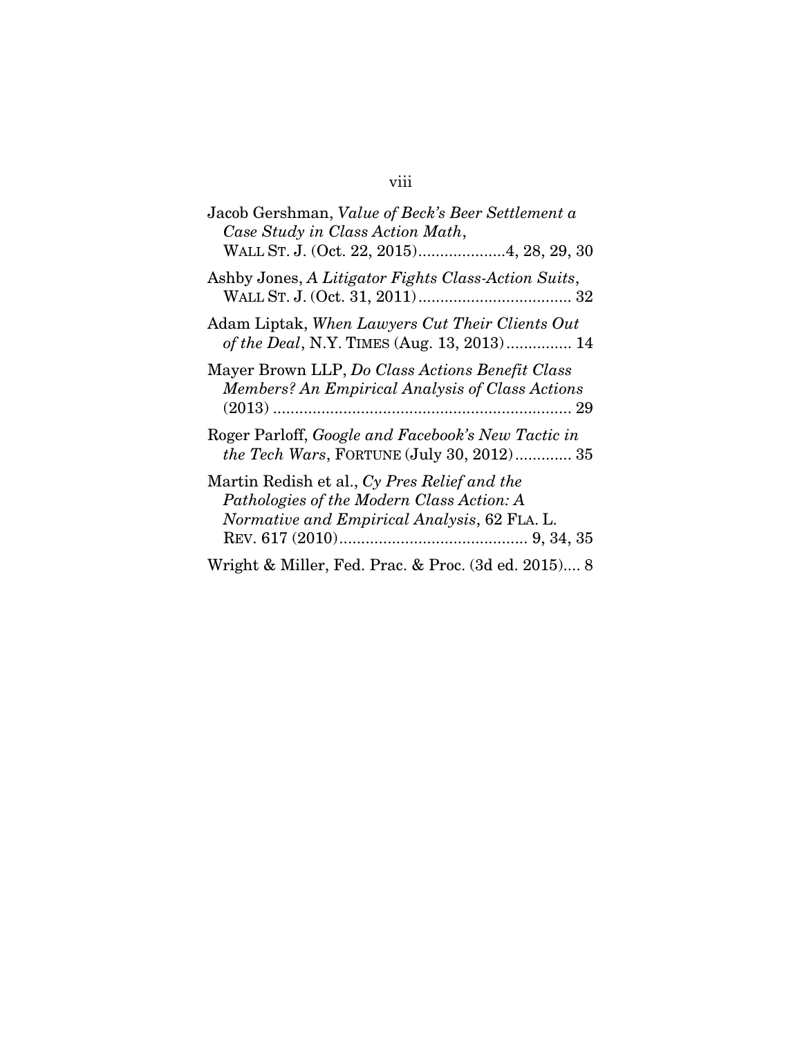Jacob Gershman, *Value of Beck's Beer Settlement a Case Study in Class Action Math*, WALL ST. J. (Oct. 22, 2015)....................4, 28, 29, 30

Ashby Jones, *A Litigator Fights Class-Action Suits*, WALL ST. J. (Oct. 31, 2011).................................. 32

Adam Liptak, *When Lawyers Cut Their Clients Out of the Deal*, N.Y. TIMES (Aug. 13, 2013)............... 14

Mayer Brown LLP, *Do Class Actions Benefit Class Members? An Empirical Analysis of Class Actions* (2013) .................................................................... 29

Roger Parloff, *Google and Facebook's New Tactic in the Tech Wars*, FORTUNE (July 30, 2012)............. 35

Martin Redish et al., *Cy Pres Relief and the Pathologies of the Modern Class Action: A Normative and Empirical Analysis*, 62 FLA. L. REV. 617 (2010).......................................... 9, 34, 35

Wright & Miller, Fed. Prac. & Proc. (3d ed. 2015).... 8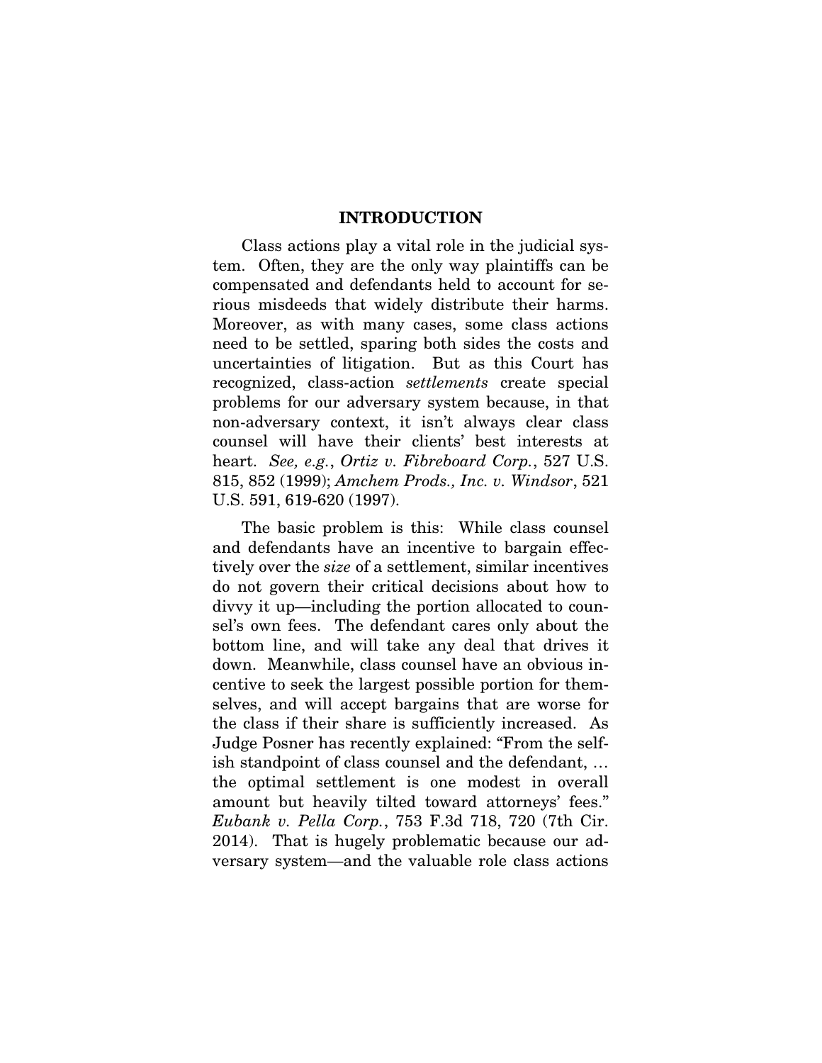## INTRODUCTION

Class actions play a vital role in the judicial system. Often, they are the only way plaintiffs can be compensated and defendants held to account for serious misdeeds that widely distribute their harms. Moreover, as with many cases, some class actions need to be settled, sparing both sides the costs and uncertainties of litigation. But as this Court has recognized, class-action *settlements* create special problems for our adversary system because, in that non-adversary context, it isn't always clear class counsel will have their clients' best interests at heart. *See, e.g.*, *Ortiz v. Fibreboard Corp.*, 527 U.S. 815, 852 (1999); *Amchem Prods., Inc. v. Windsor*, 521 U.S. 591, 619-620 (1997).

The basic problem is this: While class counsel and defendants have an incentive to bargain effectively over the *size* of a settlement, similar incentives do not govern their critical decisions about how to divvy it up—including the portion allocated to counsel's own fees. The defendant cares only about the bottom line, and will take any deal that drives it down. Meanwhile, class counsel have an obvious incentive to seek the largest possible portion for themselves, and will accept bargains that are worse for the class if their share is sufficiently increased. As Judge Posner has recently explained: "From the selfish standpoint of class counsel and the defendant, … the optimal settlement is one modest in overall amount but heavily tilted toward attorneys' fees." *Eubank v. Pella Corp.*, 753 F.3d 718, 720 (7th Cir. 2014). That is hugely problematic because our adversary system—and the valuable role class actions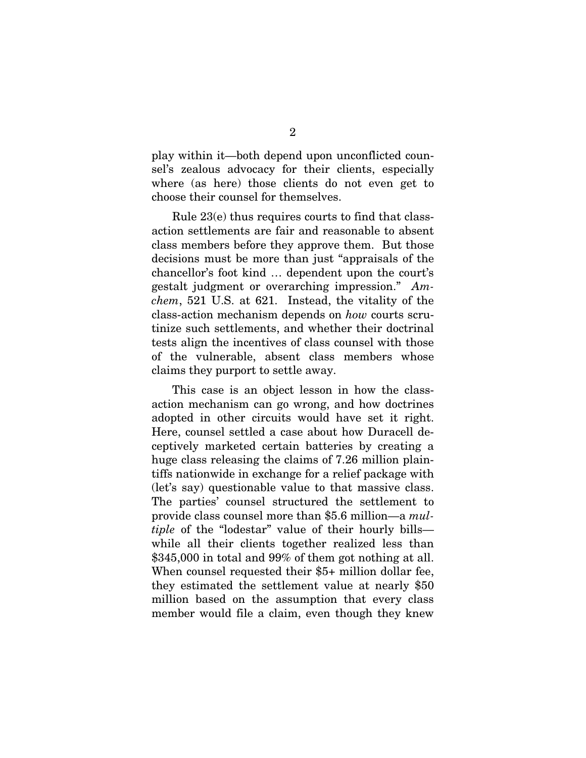play within it—both depend upon unconflicted counsel's zealous advocacy for their clients, especially where (as here) those clients do not even get to choose their counsel for themselves.

Rule 23(e) thus requires courts to find that class-action settlements are fair and reasonable to absent class members before they approve them. But those decisions must be more than just "appraisals of the chancellor's foot kind … dependent upon the court's gestalt judgment or overarching impression." *Amchem*, 521 U.S. at 621. Instead, the vitality of the class-action mechanism depends on *how* courts scrutinize such settlements, and whether their doctrinal tests align the incentives of class counsel with those of the vulnerable, absent class members whose claims they purport to settle away.

This case is an object lesson in how the class-action mechanism can go wrong, and how doctrines adopted in other circuits would have set it right. Here, counsel settled a case about how Duracell deceptively marketed certain batteries by creating a huge class releasing the claims of 7.26 million plaintiffs nationwide in exchange for a relief package with (let's say) questionable value to that massive class. The parties' counsel structured the settlement to provide class counsel more than $5.6 million—a *multiple* of the "lodestar" value of their hourly bills—while all their clients together realized less than $345,000 in total and 99% of them got nothing at all. When counsel requested their $5+ million dollar fee, they estimated the settlement value at nearly $50 million based on the assumption that every class member would file a claim, even though they knew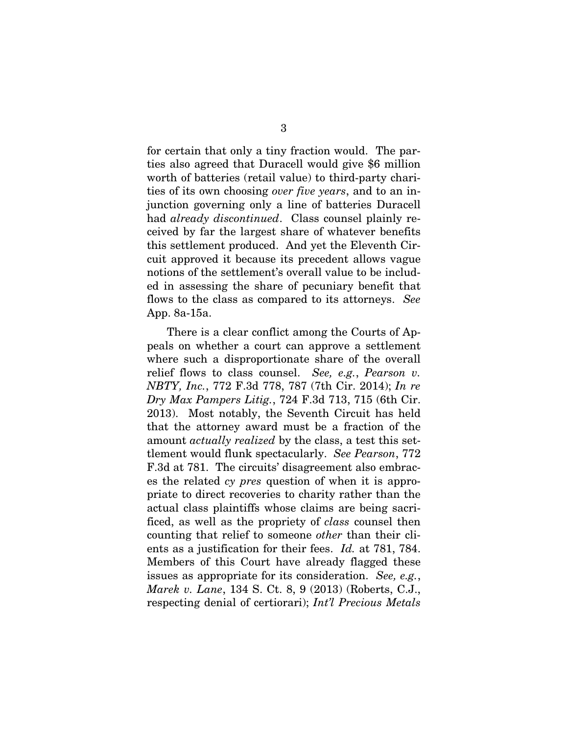for certain that only a tiny fraction would. The parties also agreed that Duracell would give $6 million worth of batteries (retail value) to third-party charities of its own choosing *over five years*, and to an injunction governing only a line of batteries Duracell had *already discontinued*. Class counsel plainly received by far the largest share of whatever benefits this settlement produced. And yet the Eleventh Circuit approved it because its precedent allows vague notions of the settlement's overall value to be included in assessing the share of pecuniary benefit that flows to the class as compared to its attorneys. *See* App. 8a-15a.

There is a clear conflict among the Courts of Appeals on whether a court can approve a settlement where such a disproportionate share of the overall relief flows to class counsel. *See, e.g.*, *Pearson v. NBTY, Inc.*, 772 F.3d 778, 787 (7th Cir. 2014); *In re Dry Max Pampers Litig.*, 724 F.3d 713, 715 (6th Cir. 2013). Most notably, the Seventh Circuit has held that the attorney award must be a fraction of the amount *actually realized* by the class, a test this settlement would flunk spectacularly. *See Pearson*, 772 F.3d at 781. The circuits' disagreement also embraces the related *cy pres* question of when it is appropriate to direct recoveries to charity rather than the actual class plaintiffs whose claims are being sacrificed, as well as the propriety of *class* counsel then counting that relief to someone *other* than their clients as a justification for their fees. *Id.* at 781, 784. Members of this Court have already flagged these issues as appropriate for its consideration. *See, e.g.*, *Marek v. Lane*, 134 S. Ct. 8, 9 (2013) (Roberts, C.J., respecting denial of certiorari); *Int'l Precious Metals*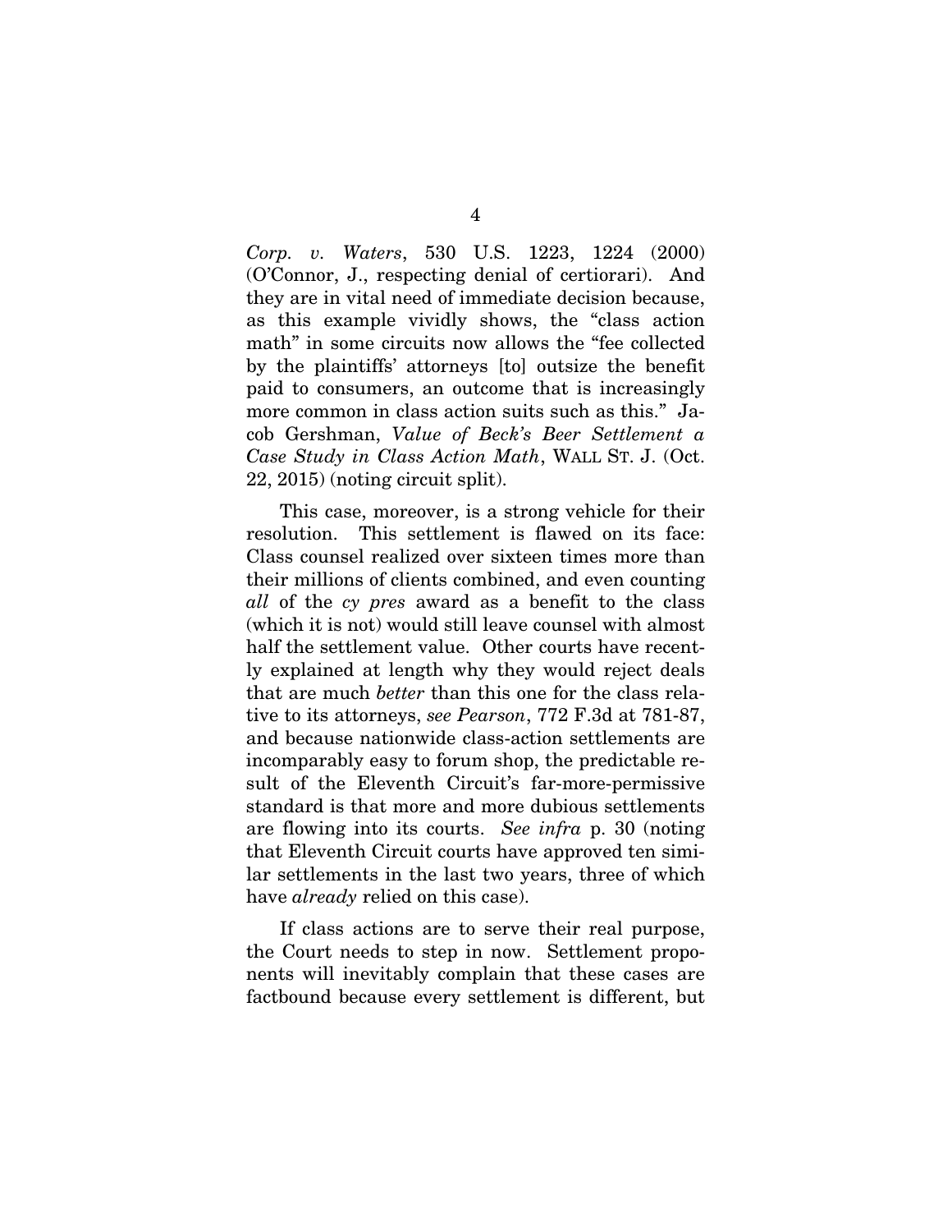*Corp. v. Waters*, 530 U.S. 1223, 1224 (2000) (O'Connor, J., respecting denial of certiorari). And they are in vital need of immediate decision because, as this example vividly shows, the "class action math" in some circuits now allows the "fee collected by the plaintiffs' attorneys [to] outsize the benefit paid to consumers, an outcome that is increasingly more common in class action suits such as this." Jacob Gershman, *Value of Beck's Beer Settlement a Case Study in Class Action Math*, WALL ST. J. (Oct. 22, 2015) (noting circuit split).

This case, moreover, is a strong vehicle for their resolution. This settlement is flawed on its face: Class counsel realized over sixteen times more than their millions of clients combined, and even counting *all* of the *cy pres* award as a benefit to the class (which it is not) would still leave counsel with almost half the settlement value. Other courts have recently explained at length why they would reject deals that are much *better* than this one for the class relative to its attorneys, *see Pearson*, 772 F.3d at 781-87, and because nationwide class-action settlements are incomparably easy to forum shop, the predictable result of the Eleventh Circuit's far-more-permissive standard is that more and more dubious settlements are flowing into its courts. *See infra* p. 30 (noting that Eleventh Circuit courts have approved ten similar settlements in the last two years, three of which have *already* relied on this case).

If class actions are to serve their real purpose, the Court needs to step in now. Settlement proponents will inevitably complain that these cases are factbound because every settlement is different, but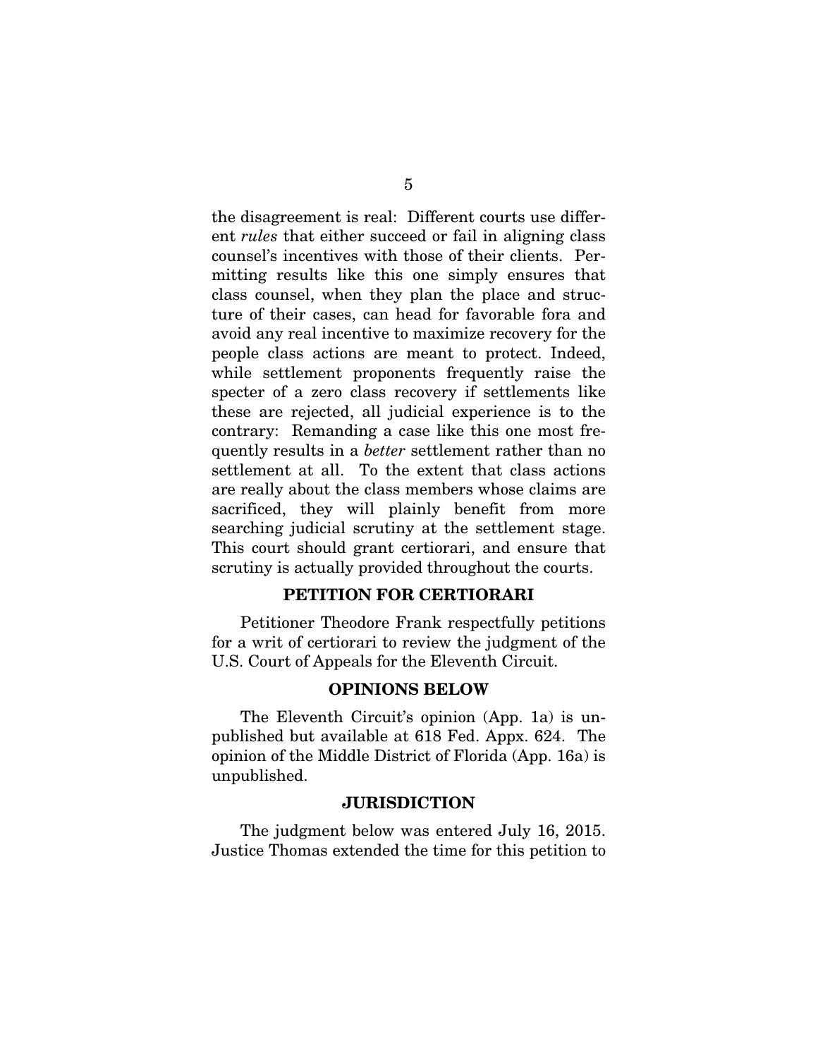the disagreement is real: Different courts use different *rules* that either succeed or fail in aligning class counsel's incentives with those of their clients. Permitting results like this one simply ensures that class counsel, when they plan the place and structure of their cases, can head for favorable fora and avoid any real incentive to maximize recovery for the people class actions are meant to protect. Indeed, while settlement proponents frequently raise the specter of a zero class recovery if settlements like these are rejected, all judicial experience is to the contrary: Remanding a case like this one most frequently results in a *better* settlement rather than no settlement at all. To the extent that class actions are really about the class members whose claims are sacrificed, they will plainly benefit from more searching judicial scrutiny at the settlement stage. This court should grant certiorari, and ensure that scrutiny is actually provided throughout the courts.

## PETITION FOR CERTIORARI

Petitioner Theodore Frank respectfully petitions for a writ of certiorari to review the judgment of the U.S. Court of Appeals for the Eleventh Circuit.

## OPINIONS BELOW

The Eleventh Circuit's opinion (App. 1a) is unpublished but available at 618 Fed. Appx. 624. The opinion of the Middle District of Florida (App. 16a) is unpublished.

## JURISDICTION

The judgment below was entered July 16, 2015. Justice Thomas extended the time for this petition to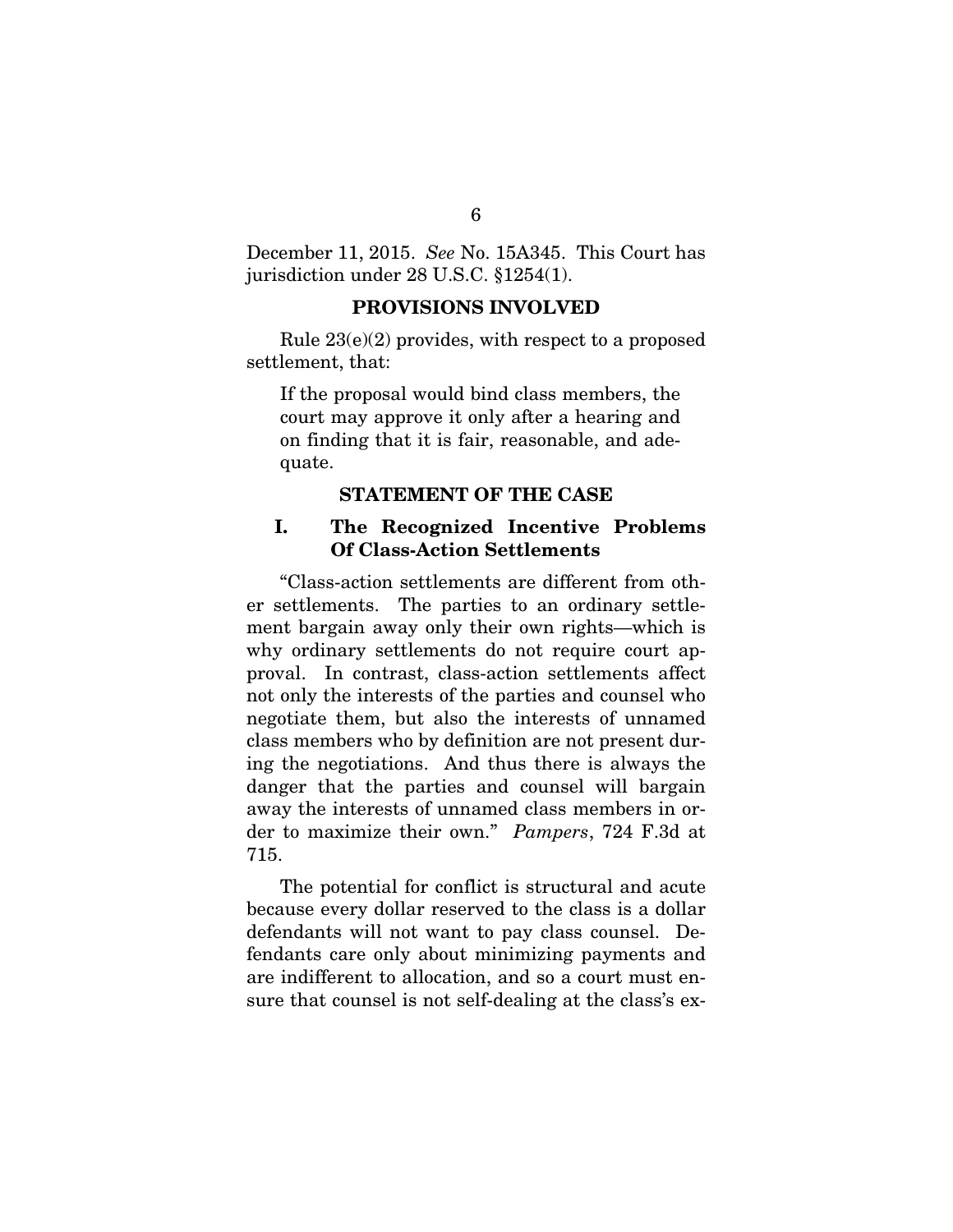December 11, 2015. *See* No. 15A345. This Court has jurisdiction under 28 U.S.C. §1254(1).

## PROVISIONS INVOLVED

Rule 23(e)(2) provides, with respect to a proposed settlement, that:

> If the proposal would bind class members, the court may approve it only after a hearing and on finding that it is fair, reasonable, and adequate.

## STATEMENT OF THE CASE

### I. The Recognized Incentive Problems Of Class-Action Settlements

"Class-action settlements are different from other settlements. The parties to an ordinary settlement bargain away only their own rights—which is why ordinary settlements do not require court approval. In contrast, class-action settlements affect not only the interests of the parties and counsel who negotiate them, but also the interests of unnamed class members who by definition are not present during the negotiations. And thus there is always the danger that the parties and counsel will bargain away the interests of unnamed class members in order to maximize their own." *Pampers*, 724 F.3d at 715.

The potential for conflict is structural and acute because every dollar reserved to the class is a dollar defendants will not want to pay class counsel. Defendants care only about minimizing payments and are indifferent to allocation, and so a court must ensure that counsel is not self-dealing at the class's ex-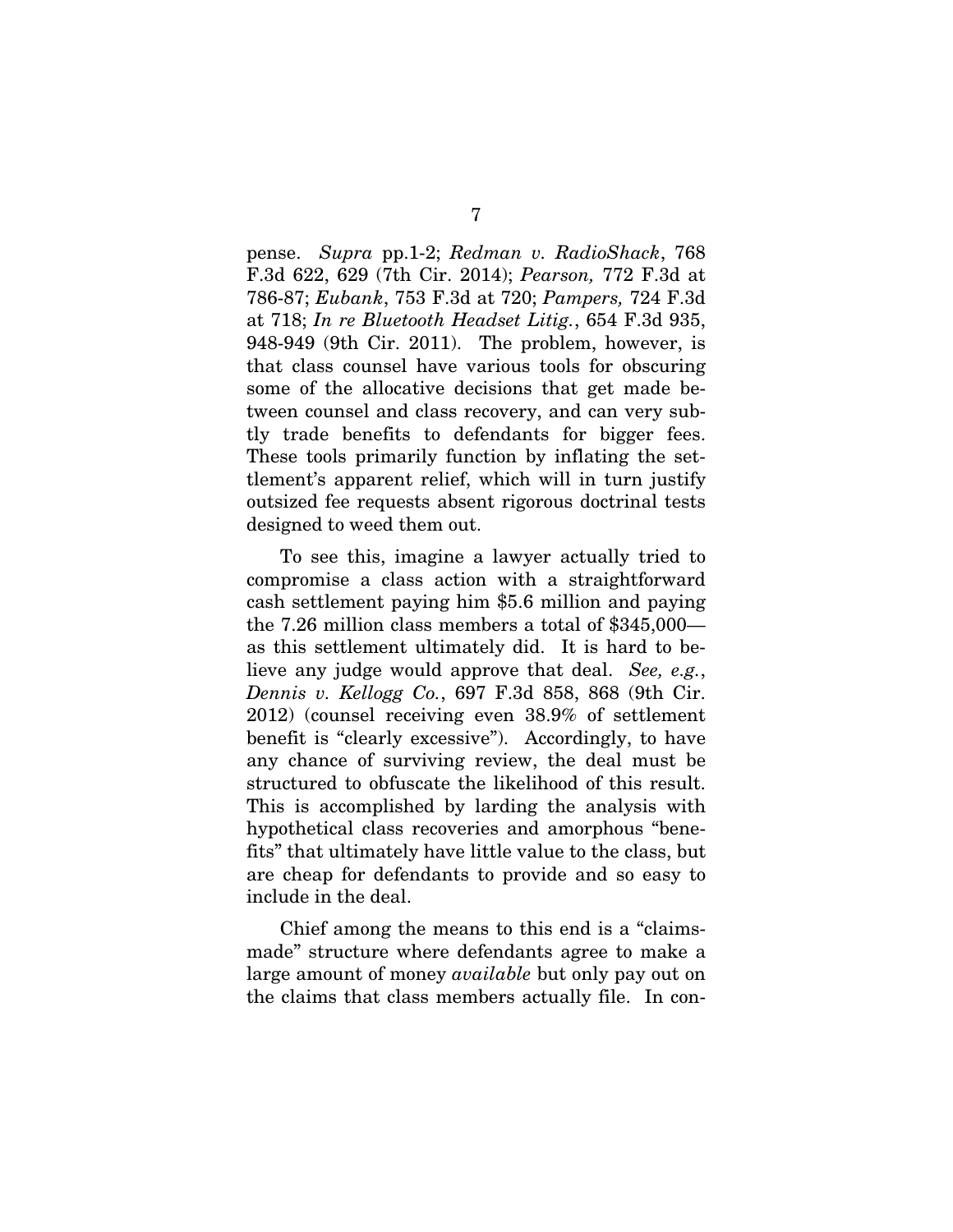pense. *Supra* pp.1-2; *Redman v. RadioShack*, 768 F.3d 622, 629 (7th Cir. 2014); *Pearson,* 772 F.3d at 786-87; *Eubank*, 753 F.3d at 720; *Pampers,* 724 F.3d at 718; *In re Bluetooth Headset Litig.*, 654 F.3d 935, 948-949 (9th Cir. 2011). The problem, however, is that class counsel have various tools for obscuring some of the allocative decisions that get made between counsel and class recovery, and can very subtly trade benefits to defendants for bigger fees. These tools primarily function by inflating the settlement's apparent relief, which will in turn justify outsized fee requests absent rigorous doctrinal tests designed to weed them out.

To see this, imagine a lawyer actually tried to compromise a class action with a straightforward cash settlement paying him $5.6 million and paying the 7.26 million class members a total of $345,000—as this settlement ultimately did. It is hard to believe any judge would approve that deal. *See, e.g.*, *Dennis v. Kellogg Co.*, 697 F.3d 858, 868 (9th Cir. 2012) (counsel receiving even 38.9% of settlement benefit is "clearly excessive"). Accordingly, to have any chance of surviving review, the deal must be structured to obfuscate the likelihood of this result. This is accomplished by larding the analysis with hypothetical class recoveries and amorphous "benefits" that ultimately have little value to the class, but are cheap for defendants to provide and so easy to include in the deal.

Chief among the means to this end is a "claims-made" structure where defendants agree to make a large amount of money *available* but only pay out on the claims that class members actually file. In con-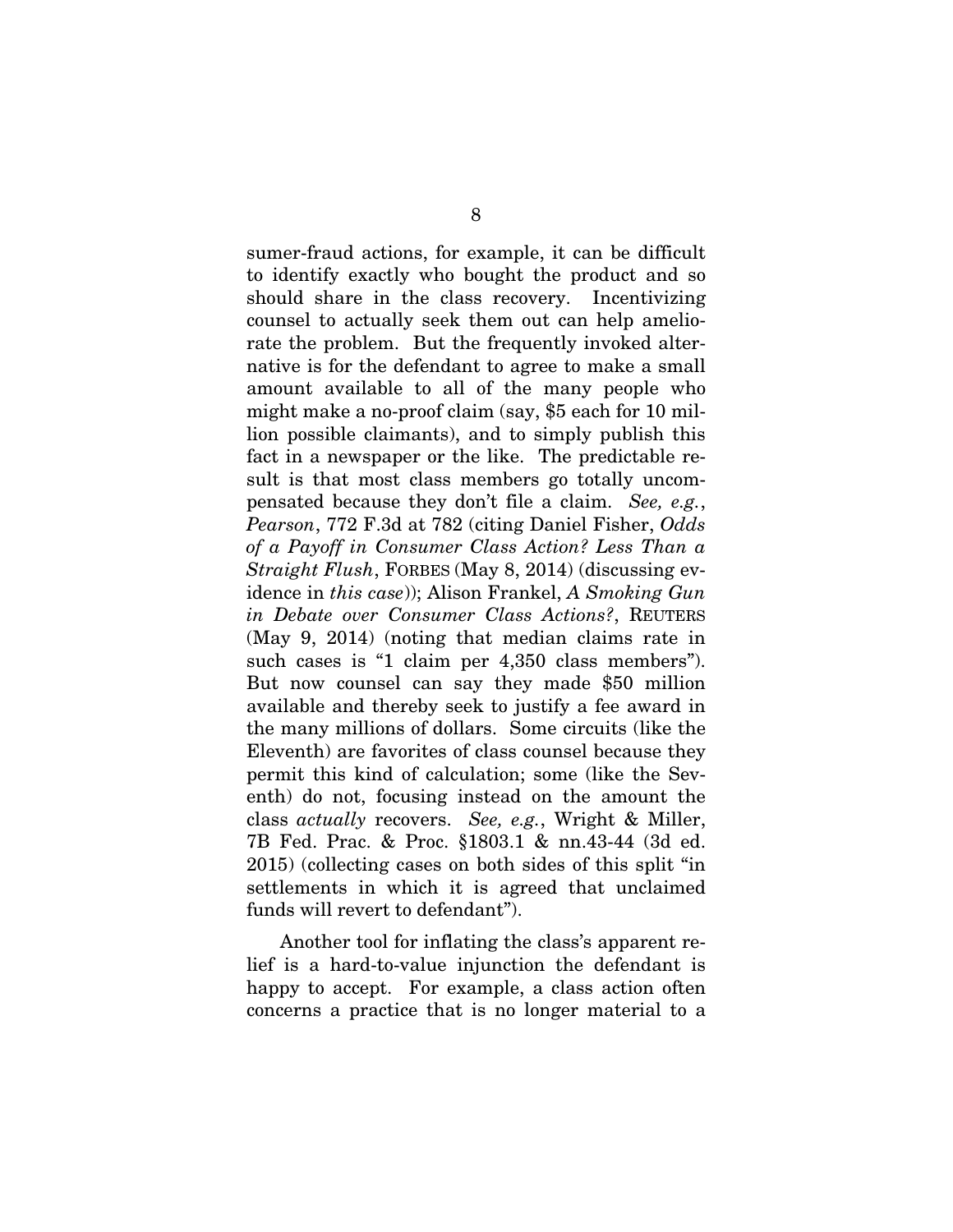sumer-fraud actions, for example, it can be difficult to identify exactly who bought the product and so should share in the class recovery. Incentivizing counsel to actually seek them out can help ameliorate the problem. But the frequently invoked alternative is for the defendant to agree to make a small amount available to all of the many people who might make a no-proof claim (say, $5 each for 10 million possible claimants), and to simply publish this fact in a newspaper or the like. The predictable result is that most class members go totally uncompensated because they don't file a claim. *See, e.g.*, *Pearson*, 772 F.3d at 782 (citing Daniel Fisher, *Odds of a Payoff in Consumer Class Action? Less Than a Straight Flush*, FORBES (May 8, 2014) (discussing evidence in *this case*)); Alison Frankel, *A Smoking Gun in Debate over Consumer Class Actions?*, REUTERS (May 9, 2014) (noting that median claims rate in such cases is "1 claim per 4,350 class members"). But now counsel can say they made $50 million available and thereby seek to justify a fee award in the many millions of dollars. Some circuits (like the Eleventh) are favorites of class counsel because they permit this kind of calculation; some (like the Seventh) do not, focusing instead on the amount the class *actually* recovers. *See, e.g.*, Wright & Miller, 7B Fed. Prac. & Proc. §1803.1 & nn.43-44 (3d ed. 2015) (collecting cases on both sides of this split "in settlements in which it is agreed that unclaimed funds will revert to defendant").

Another tool for inflating the class's apparent relief is a hard-to-value injunction the defendant is happy to accept. For example, a class action often concerns a practice that is no longer material to a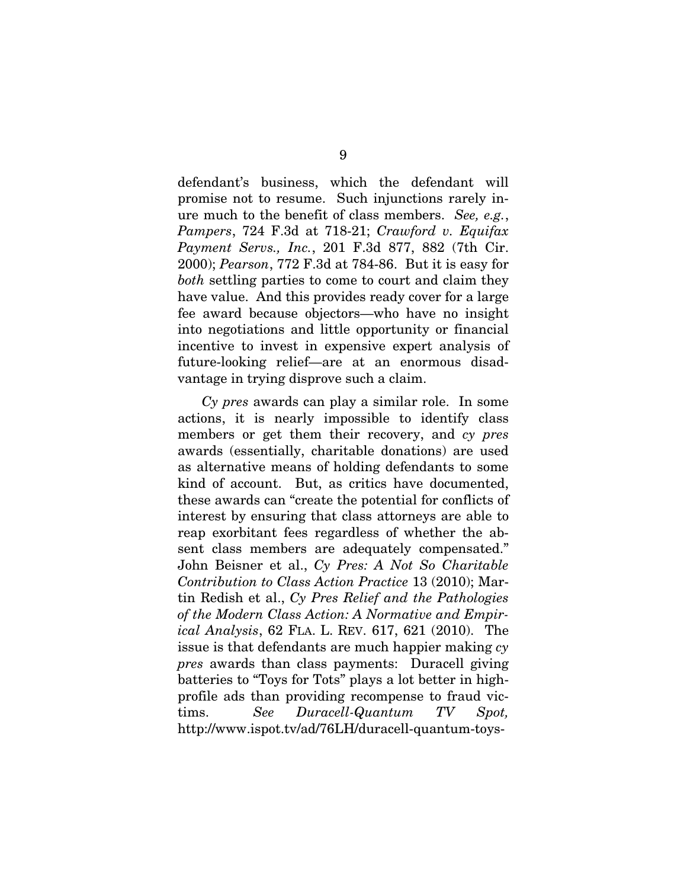defendant's business, which the defendant will promise not to resume. Such injunctions rarely inure much to the benefit of class members. *See, e.g.*, *Pampers*, 724 F.3d at 718-21; *Crawford v. Equifax Payment Servs., Inc.*, 201 F.3d 877, 882 (7th Cir. 2000); *Pearson*, 772 F.3d at 784-86. But it is easy for *both* settling parties to come to court and claim they have value. And this provides ready cover for a large fee award because objectors—who have no insight into negotiations and little opportunity or financial incentive to invest in expensive expert analysis of future-looking relief—are at an enormous disadvantage in trying disprove such a claim.

*Cy pres* awards can play a similar role. In some actions, it is nearly impossible to identify class members or get them their recovery, and *cy pres* awards (essentially, charitable donations) are used as alternative means of holding defendants to some kind of account. But, as critics have documented, these awards can "create the potential for conflicts of interest by ensuring that class attorneys are able to reap exorbitant fees regardless of whether the absent class members are adequately compensated." John Beisner et al., *Cy Pres: A Not So Charitable Contribution to Class Action Practice* 13 (2010); Martin Redish et al., *Cy Pres Relief and the Pathologies of the Modern Class Action: A Normative and Empirical Analysis*, 62 FLA. L. REV. 617, 621 (2010). The issue is that defendants are much happier making *cy pres* awards than class payments: Duracell giving batteries to "Toys for Tots" plays a lot better in high-profile ads than providing recompense to fraud victims. *See Duracell-Quantum TV Spot,* http://www.ispot.tv/ad/76LH/duracell-quantum-toys-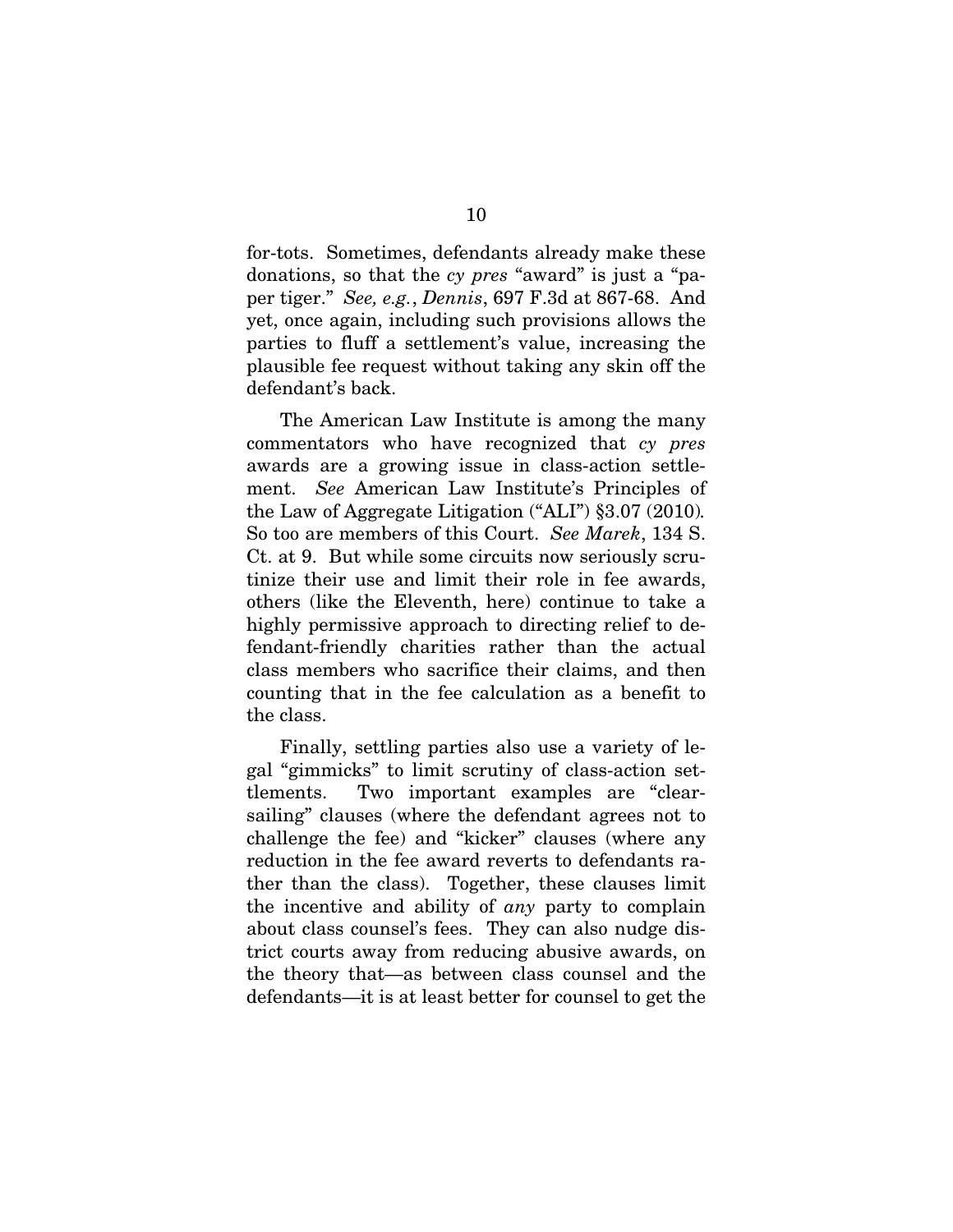for-tots. Sometimes, defendants already make these donations, so that the *cy pres* "award" is just a "paper tiger." *See, e.g.*, *Dennis*, 697 F.3d at 867-68. And yet, once again, including such provisions allows the parties to fluff a settlement's value, increasing the plausible fee request without taking any skin off the defendant's back.

The American Law Institute is among the many commentators who have recognized that *cy pres* awards are a growing issue in class-action settlement. *See* American Law Institute's Principles of the Law of Aggregate Litigation ("ALI") §3.07 (2010). So too are members of this Court. *See Marek*, 134 S. Ct. at 9. But while some circuits now seriously scrutinize their use and limit their role in fee awards, others (like the Eleventh, here) continue to take a highly permissive approach to directing relief to defendant-friendly charities rather than the actual class members who sacrifice their claims, and then counting that in the fee calculation as a benefit to the class.

Finally, settling parties also use a variety of legal "gimmicks" to limit scrutiny of class-action settlements. Two important examples are "clear-sailing" clauses (where the defendant agrees not to challenge the fee) and "kicker" clauses (where any reduction in the fee award reverts to defendants rather than the class). Together, these clauses limit the incentive and ability of *any* party to complain about class counsel's fees. They can also nudge district courts away from reducing abusive awards, on the theory that—as between class counsel and the defendants—it is at least better for counsel to get the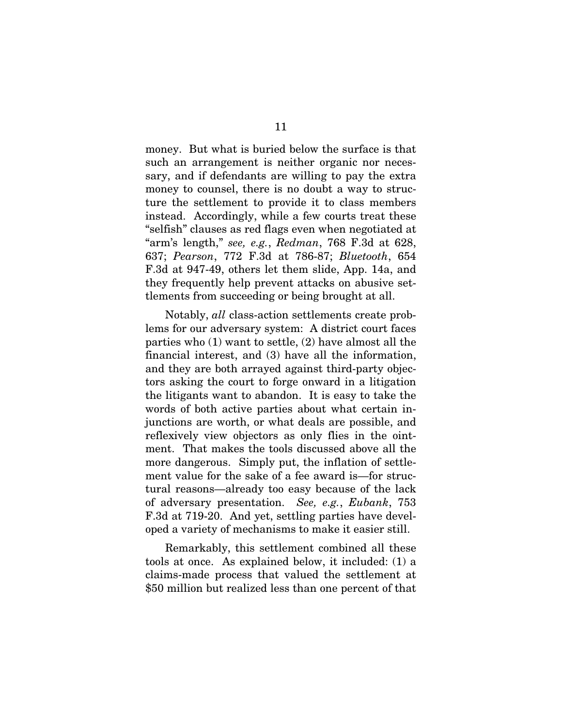money. But what is buried below the surface is that such an arrangement is neither organic nor necessary, and if defendants are willing to pay the extra money to counsel, there is no doubt a way to structure the settlement to provide it to class members instead. Accordingly, while a few courts treat these "selfish" clauses as red flags even when negotiated at "arm's length," *see, e.g.*, *Redman*, 768 F.3d at 628, 637; *Pearson*, 772 F.3d at 786-87; *Bluetooth*, 654 F.3d at 947-49, others let them slide, App. 14a, and they frequently help prevent attacks on abusive settlements from succeeding or being brought at all.

Notably, *all* class-action settlements create problems for our adversary system: A district court faces parties who (1) want to settle, (2) have almost all the financial interest, and (3) have all the information, and they are both arrayed against third-party objectors asking the court to forge onward in a litigation the litigants want to abandon. It is easy to take the words of both active parties about what certain injunctions are worth, or what deals are possible, and reflexively view objectors as only flies in the ointment. That makes the tools discussed above all the more dangerous. Simply put, the inflation of settlement value for the sake of a fee award is—for structural reasons—already too easy because of the lack of adversary presentation. *See, e.g.*, *Eubank*, 753 F.3d at 719-20. And yet, settling parties have developed a variety of mechanisms to make it easier still.

Remarkably, this settlement combined all these tools at once. As explained below, it included: (1) a claims-made process that valued the settlement at $50 million but realized less than one percent of that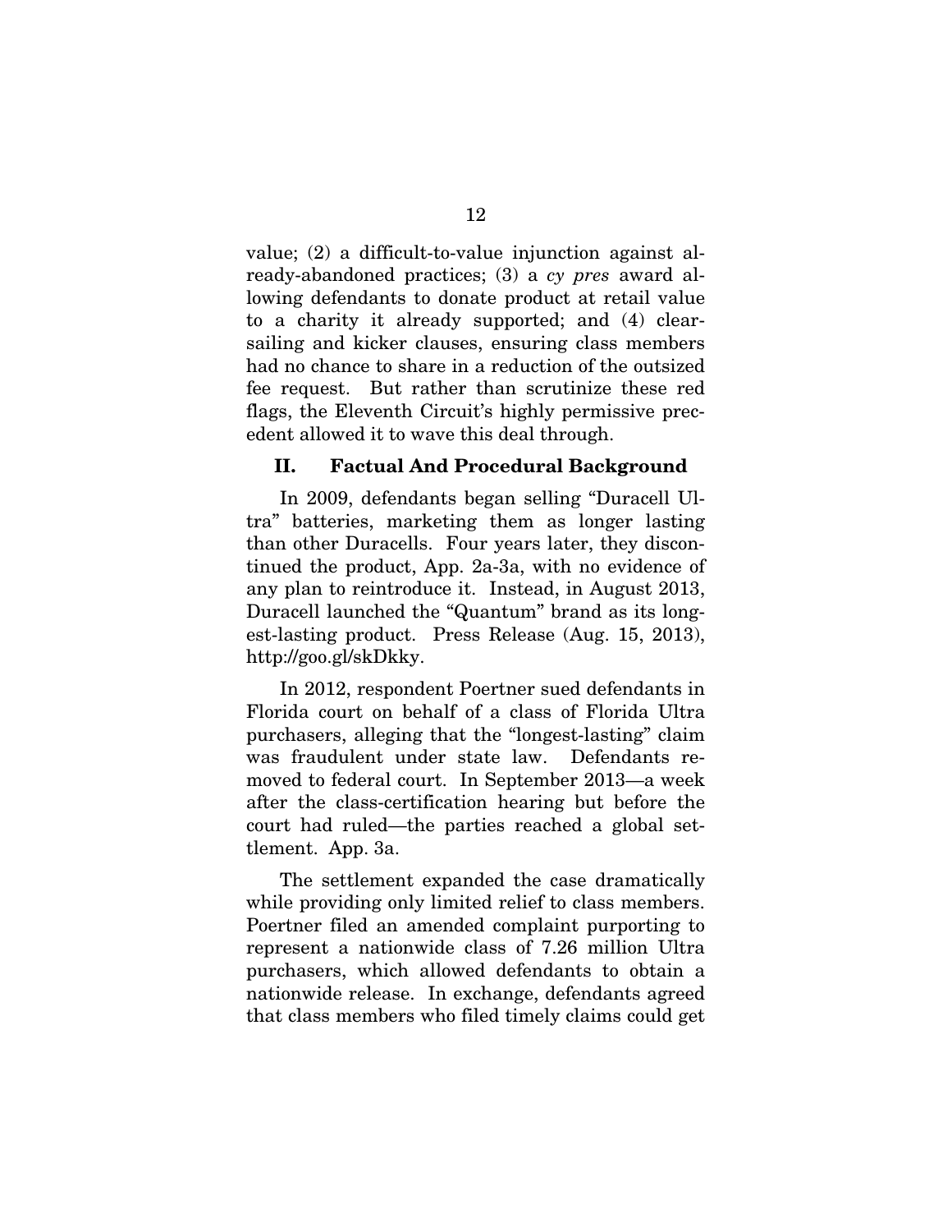value; (2) a difficult-to-value injunction against already-abandoned practices; (3) a *cy pres* award allowing defendants to donate product at retail value to a charity it already supported; and (4) clear-sailing and kicker clauses, ensuring class members had no chance to share in a reduction of the outsized fee request. But rather than scrutinize these red flags, the Eleventh Circuit's highly permissive precedent allowed it to wave this deal through.

## II. Factual And Procedural Background

In 2009, defendants began selling "Duracell Ultra" batteries, marketing them as longer lasting than other Duracells. Four years later, they discontinued the product, App. 2a-3a, with no evidence of any plan to reintroduce it. Instead, in August 2013, Duracell launched the "Quantum" brand as its longest-lasting product. Press Release (Aug. 15, 2013), http://goo.gl/skDkky.

In 2012, respondent Poertner sued defendants in Florida court on behalf of a class of Florida Ultra purchasers, alleging that the "longest-lasting" claim was fraudulent under state law. Defendants removed to federal court. In September 2013—a week after the class-certification hearing but before the court had ruled—the parties reached a global settlement. App. 3a.

The settlement expanded the case dramatically while providing only limited relief to class members. Poertner filed an amended complaint purporting to represent a nationwide class of 7.26 million Ultra purchasers, which allowed defendants to obtain a nationwide release. In exchange, defendants agreed that class members who filed timely claims could get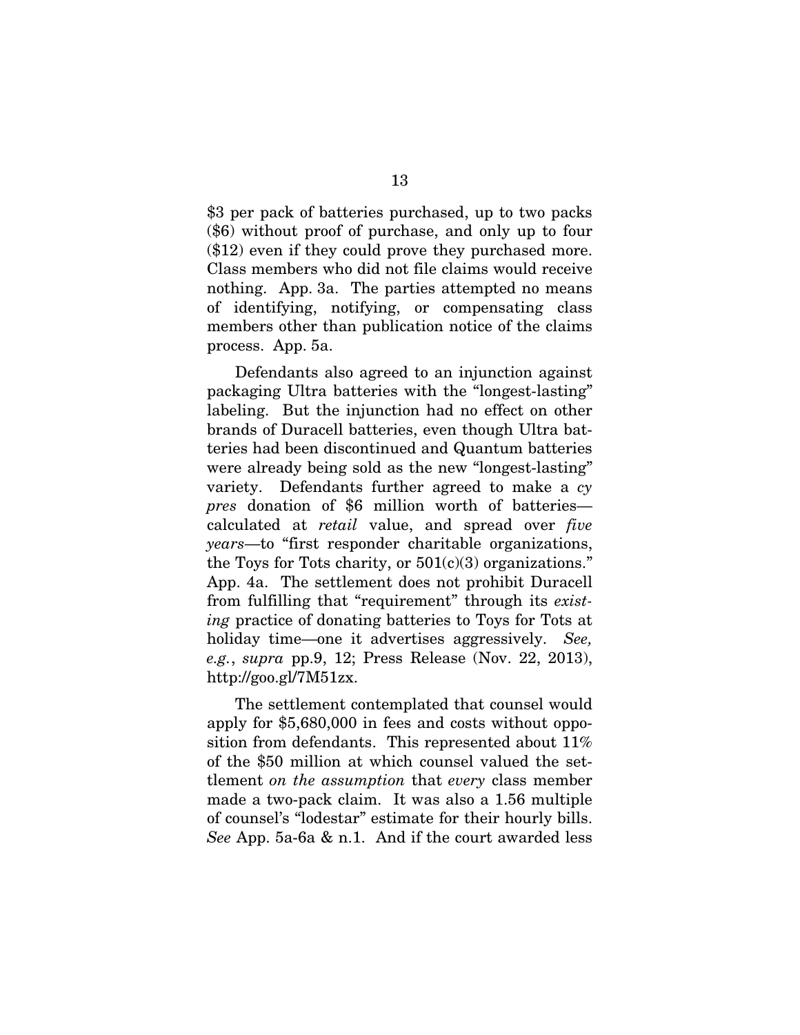$3 per pack of batteries purchased, up to two packs ($6) without proof of purchase, and only up to four ($12) even if they could prove they purchased more. Class members who did not file claims would receive nothing. App. 3a. The parties attempted no means of identifying, notifying, or compensating class members other than publication notice of the claims process. App. 5a.

Defendants also agreed to an injunction against packaging Ultra batteries with the "longest-lasting" labeling. But the injunction had no effect on other brands of Duracell batteries, even though Ultra batteries had been discontinued and Quantum batteries were already being sold as the new "longest-lasting" variety. Defendants further agreed to make a *cy pres* donation of $6 million worth of batteries—calculated at *retail* value, and spread over *five years*—to "first responder charitable organizations, the Toys for Tots charity, or 501(c)(3) organizations." App. 4a. The settlement does not prohibit Duracell from fulfilling that "requirement" through its *existing* practice of donating batteries to Toys for Tots at holiday time—one it advertises aggressively. *See, e.g.*, *supra* pp.9, 12; Press Release (Nov. 22, 2013), http://goo.gl/7M51zx.

The settlement contemplated that counsel would apply for $5,680,000 in fees and costs without opposition from defendants. This represented about 11% of the $50 million at which counsel valued the settlement *on the assumption* that *every* class member made a two-pack claim. It was also a 1.56 multiple of counsel's "lodestar" estimate for their hourly bills. *See* App. 5a-6a & n.1. And if the court awarded less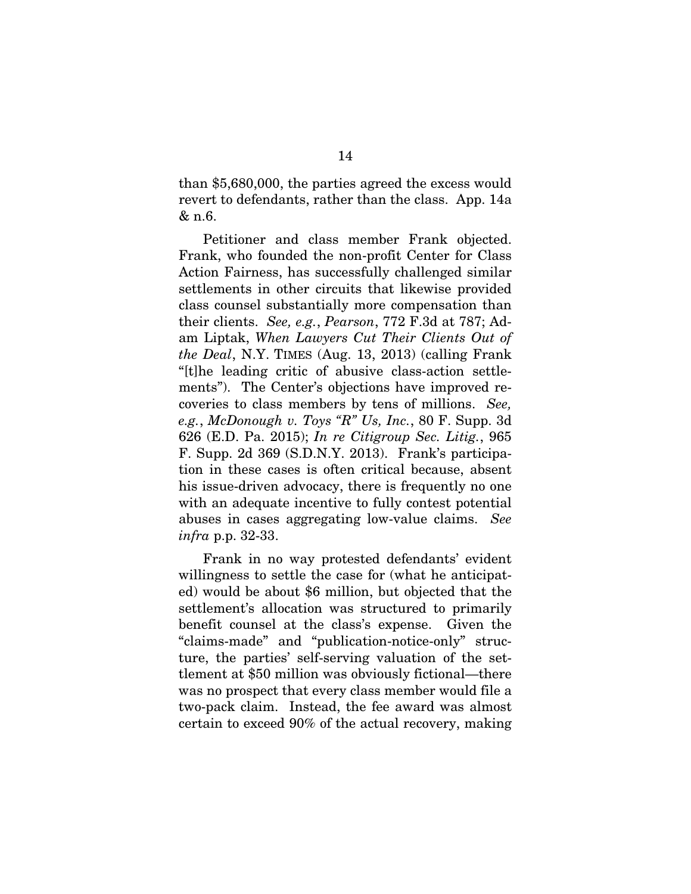than $5,680,000, the parties agreed the excess would revert to defendants, rather than the class. App. 14a & n.6.

Petitioner and class member Frank objected. Frank, who founded the non-profit Center for Class Action Fairness, has successfully challenged similar settlements in other circuits that likewise provided class counsel substantially more compensation than their clients. *See, e.g.*, *Pearson*, 772 F.3d at 787; Adam Liptak, *When Lawyers Cut Their Clients Out of the Deal*, N.Y. TIMES (Aug. 13, 2013) (calling Frank "[t]he leading critic of abusive class-action settlements"). The Center's objections have improved recoveries to class members by tens of millions. *See, e.g.*, *McDonough v. Toys "R" Us, Inc.*, 80 F. Supp. 3d 626 (E.D. Pa. 2015); *In re Citigroup Sec. Litig.*, 965 F. Supp. 2d 369 (S.D.N.Y. 2013). Frank's participation in these cases is often critical because, absent his issue-driven advocacy, there is frequently no one with an adequate incentive to fully contest potential abuses in cases aggregating low-value claims. *See infra* p.p. 32-33.

Frank in no way protested defendants' evident willingness to settle the case for (what he anticipated) would be about $6 million, but objected that the settlement's allocation was structured to primarily benefit counsel at the class's expense. Given the "claims-made" and "publication-notice-only" structure, the parties' self-serving valuation of the settlement at $50 million was obviously fictional—there was no prospect that every class member would file a two-pack claim. Instead, the fee award was almost certain to exceed 90% of the actual recovery, making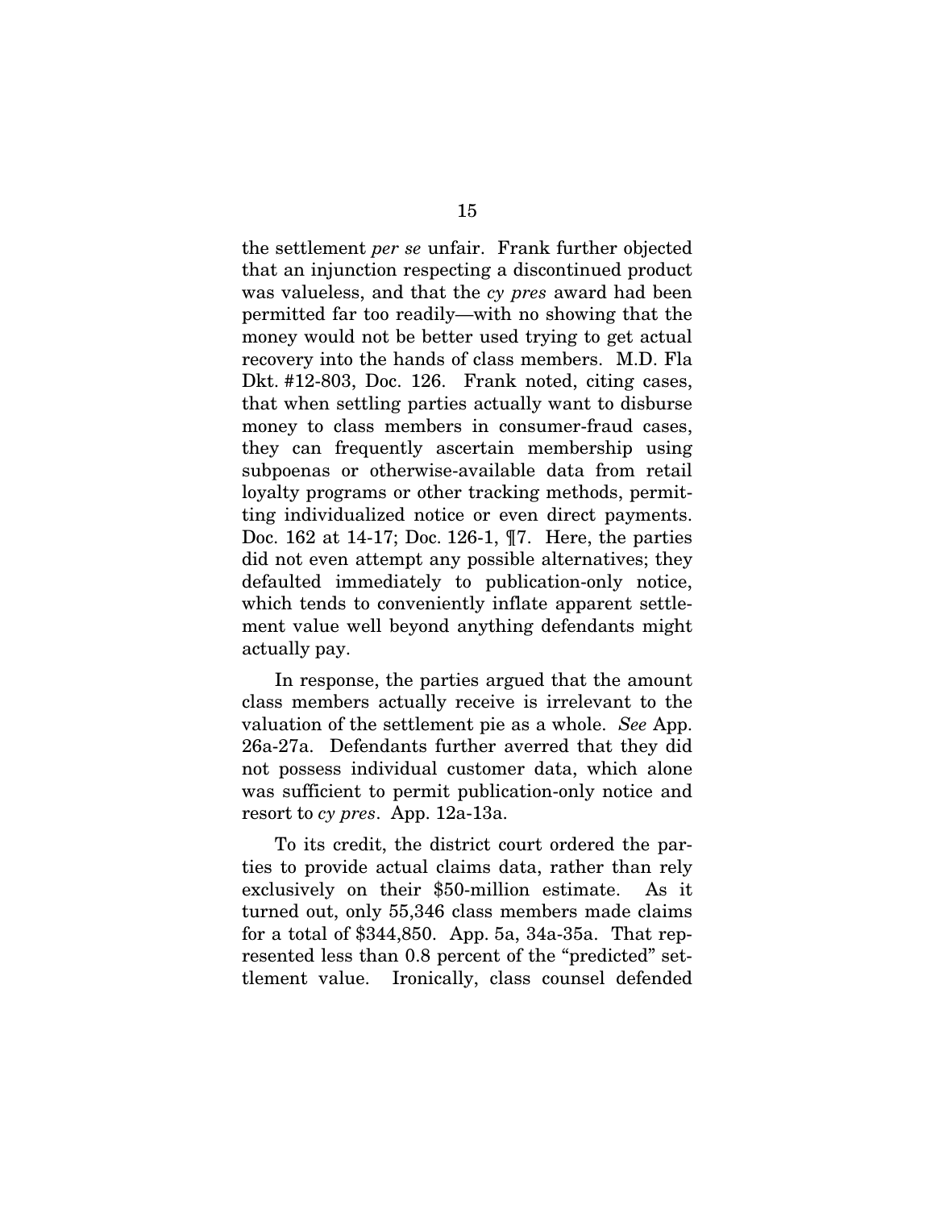the settlement *per se* unfair. Frank further objected that an injunction respecting a discontinued product was valueless, and that the *cy pres* award had been permitted far too readily—with no showing that the money would not be better used trying to get actual recovery into the hands of class members. M.D. Fla Dkt. #12-803, Doc. 126. Frank noted, citing cases, that when settling parties actually want to disburse money to class members in consumer-fraud cases, they can frequently ascertain membership using subpoenas or otherwise-available data from retail loyalty programs or other tracking methods, permitting individualized notice or even direct payments. Doc. 162 at 14-17; Doc. 126-1, ¶7. Here, the parties did not even attempt any possible alternatives; they defaulted immediately to publication-only notice, which tends to conveniently inflate apparent settlement value well beyond anything defendants might actually pay.

In response, the parties argued that the amount class members actually receive is irrelevant to the valuation of the settlement pie as a whole. *See* App. 26a-27a. Defendants further averred that they did not possess individual customer data, which alone was sufficient to permit publication-only notice and resort to *cy pres*. App. 12a-13a.

To its credit, the district court ordered the parties to provide actual claims data, rather than rely exclusively on their $50-million estimate. As it turned out, only 55,346 class members made claims for a total of $344,850. App. 5a, 34a-35a. That represented less than 0.8 percent of the "predicted" settlement value. Ironically, class counsel defended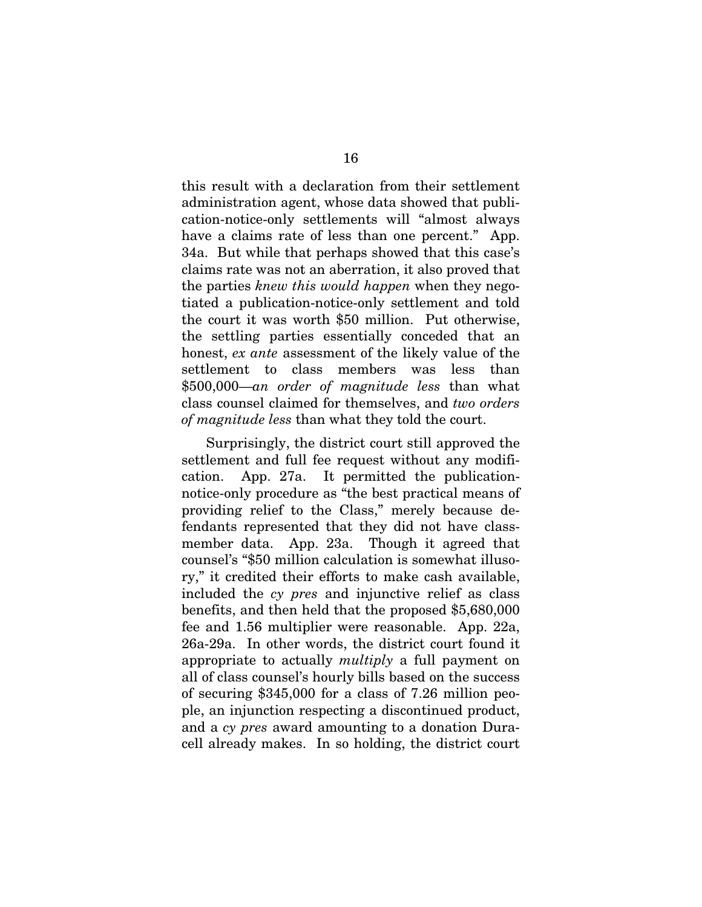this result with a declaration from their settlement administration agent, whose data showed that publication-notice-only settlements will "almost always have a claims rate of less than one percent." App. 34a. But while that perhaps showed that this case's claims rate was not an aberration, it also proved that the parties *knew this would happen* when they negotiated a publication-notice-only settlement and told the court it was worth $50 million. Put otherwise, the settling parties essentially conceded that an honest, *ex ante* assessment of the likely value of the settlement to class members was less than $500,000—*an order of magnitude less* than what class counsel claimed for themselves, and *two orders of magnitude less* than what they told the court.

Surprisingly, the district court still approved the settlement and full fee request without any modification. App. 27a. It permitted the publication-notice-only procedure as "the best practical means of providing relief to the Class," merely because defendants represented that they did not have class-member data. App. 23a. Though it agreed that counsel's "$50 million calculation is somewhat illusory," it credited their efforts to make cash available, included the *cy pres* and injunctive relief as class benefits, and then held that the proposed $5,680,000 fee and 1.56 multiplier were reasonable. App. 22a, 26a-29a. In other words, the district court found it appropriate to actually *multiply* a full payment on all of class counsel's hourly bills based on the success of securing $345,000 for a class of 7.26 million people, an injunction respecting a discontinued product, and a *cy pres* award amounting to a donation Duracell already makes. In so holding, the district court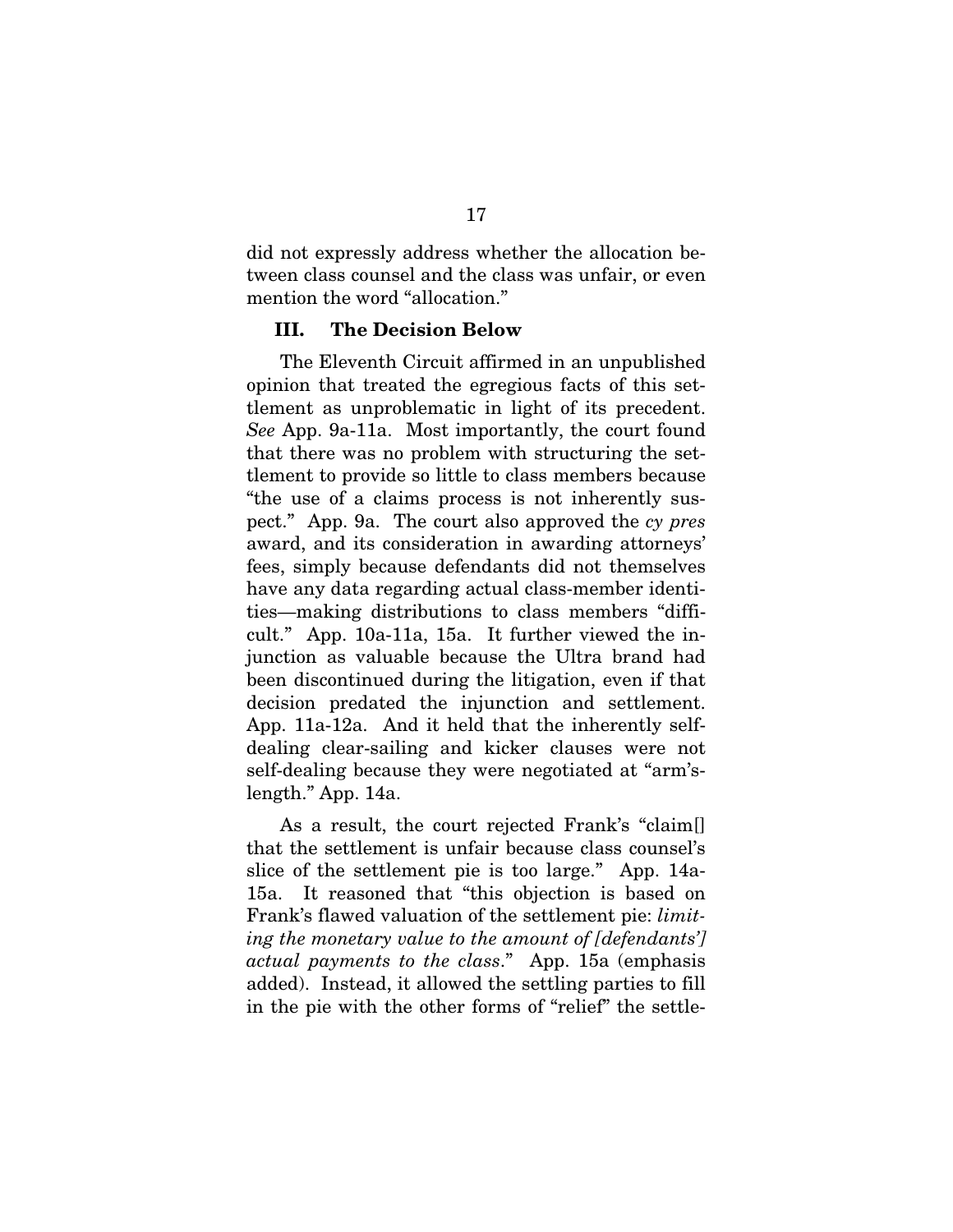did not expressly address whether the allocation between class counsel and the class was unfair, or even mention the word "allocation."

### III. The Decision Below

The Eleventh Circuit affirmed in an unpublished opinion that treated the egregious facts of this settlement as unproblematic in light of its precedent. *See* App. 9a-11a. Most importantly, the court found that there was no problem with structuring the settlement to provide so little to class members because "the use of a claims process is not inherently suspect." App. 9a. The court also approved the *cy pres* award, and its consideration in awarding attorneys' fees, simply because defendants did not themselves have any data regarding actual class-member identities—making distributions to class members "difficult." App. 10a-11a, 15a. It further viewed the injunction as valuable because the Ultra brand had been discontinued during the litigation, even if that decision predated the injunction and settlement. App. 11a-12a. And it held that the inherently self-dealing clear-sailing and kicker clauses were not self-dealing because they were negotiated at "arm's-length." App. 14a.

As a result, the court rejected Frank's "claim[] that the settlement is unfair because class counsel's slice of the settlement pie is too large." App. 14a-15a. It reasoned that "this objection is based on Frank's flawed valuation of the settlement pie: *limiting the monetary value to the amount of [defendants'] actual payments to the class*." App. 15a (emphasis added). Instead, it allowed the settling parties to fill in the pie with the other forms of "relief" the settle-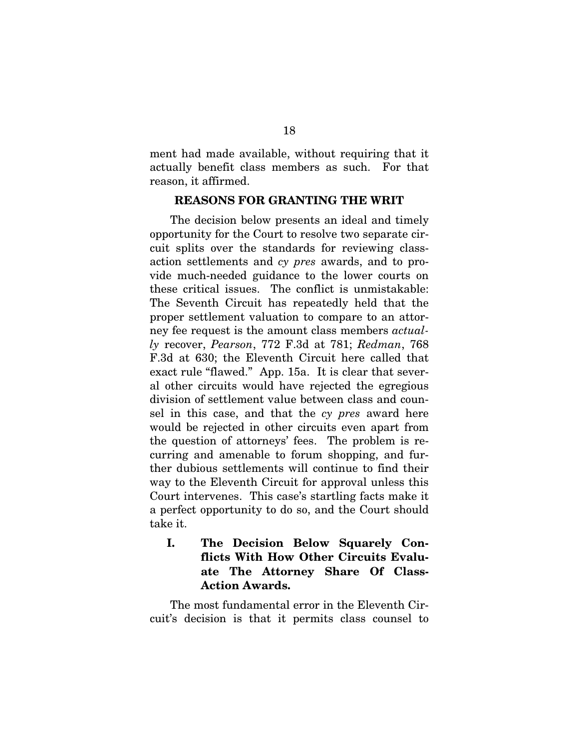ment had made available, without requiring that it actually benefit class members as such. For that reason, it affirmed.

## REASONS FOR GRANTING THE WRIT

The decision below presents an ideal and timely opportunity for the Court to resolve two separate circuit splits over the standards for reviewing class-action settlements and *cy pres* awards, and to provide much-needed guidance to the lower courts on these critical issues. The conflict is unmistakable: The Seventh Circuit has repeatedly held that the proper settlement valuation to compare to an attorney fee request is the amount class members *actually* recover, *Pearson*, 772 F.3d at 781; *Redman*, 768 F.3d at 630; the Eleventh Circuit here called that exact rule "flawed." App. 15a. It is clear that several other circuits would have rejected the egregious division of settlement value between class and counsel in this case, and that the *cy pres* award here would be rejected in other circuits even apart from the question of attorneys' fees. The problem is recurring and amenable to forum shopping, and further dubious settlements will continue to find their way to the Eleventh Circuit for approval unless this Court intervenes. This case's startling facts make it a perfect opportunity to do so, and the Court should take it.

### I. The Decision Below Squarely Conflicts With How Other Circuits Evaluate The Attorney Share Of Class-Action Awards.

The most fundamental error in the Eleventh Circuit's decision is that it permits class counsel to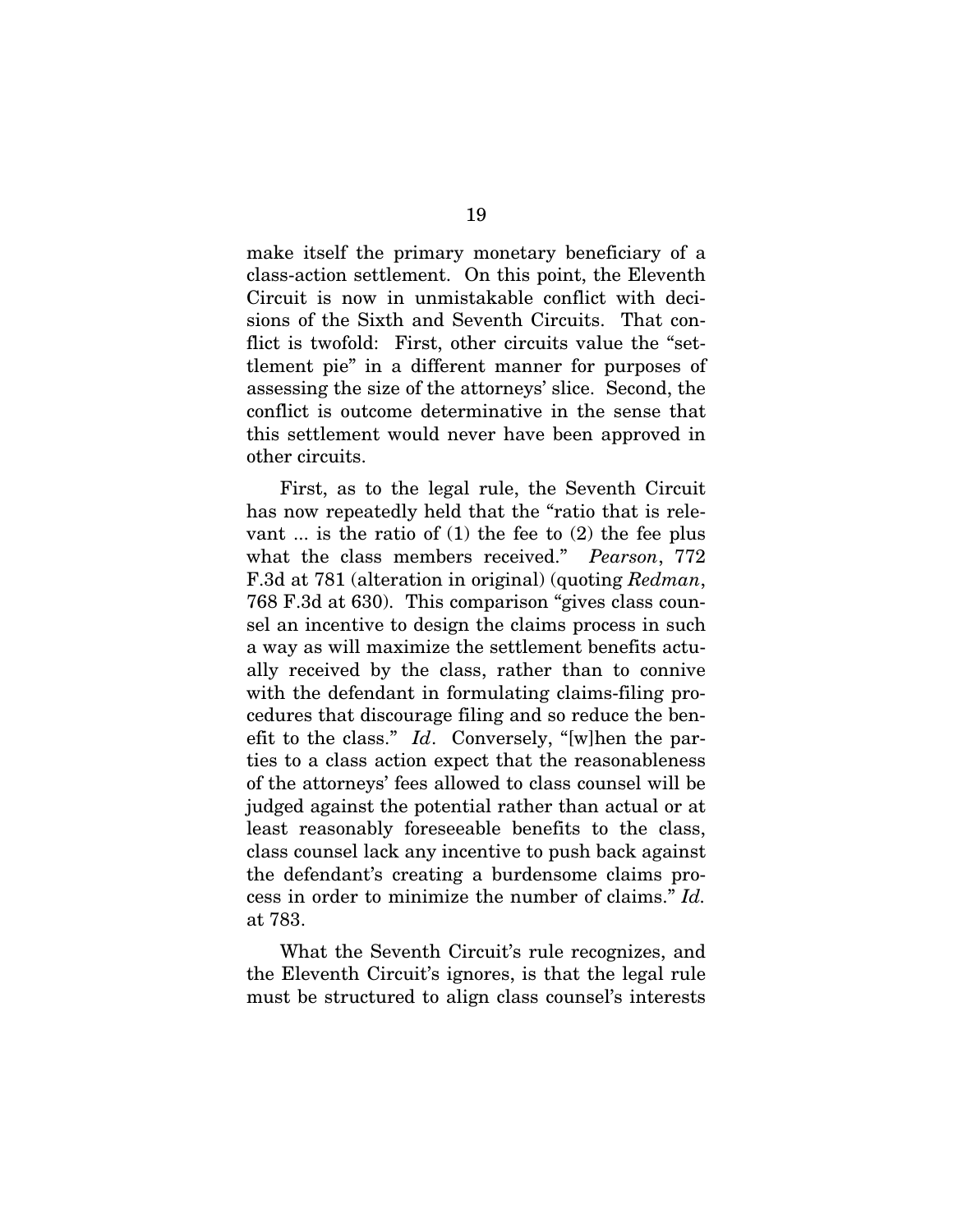make itself the primary monetary beneficiary of a class-action settlement. On this point, the Eleventh Circuit is now in unmistakable conflict with decisions of the Sixth and Seventh Circuits. That conflict is twofold: First, other circuits value the "settlement pie" in a different manner for purposes of assessing the size of the attorneys' slice. Second, the conflict is outcome determinative in the sense that this settlement would never have been approved in other circuits.

First, as to the legal rule, the Seventh Circuit has now repeatedly held that the "ratio that is relevant ... is the ratio of (1) the fee to (2) the fee plus what the class members received." *Pearson*, 772 F.3d at 781 (alteration in original) (quoting *Redman*, 768 F.3d at 630). This comparison "gives class counsel an incentive to design the claims process in such a way as will maximize the settlement benefits actually received by the class, rather than to connive with the defendant in formulating claims-filing procedures that discourage filing and so reduce the benefit to the class." *Id*. Conversely, "[w]hen the parties to a class action expect that the reasonableness of the attorneys' fees allowed to class counsel will be judged against the potential rather than actual or at least reasonably foreseeable benefits to the class, class counsel lack any incentive to push back against the defendant's creating a burdensome claims process in order to minimize the number of claims." *Id.* at 783.

What the Seventh Circuit's rule recognizes, and the Eleventh Circuit's ignores, is that the legal rule must be structured to align class counsel's interests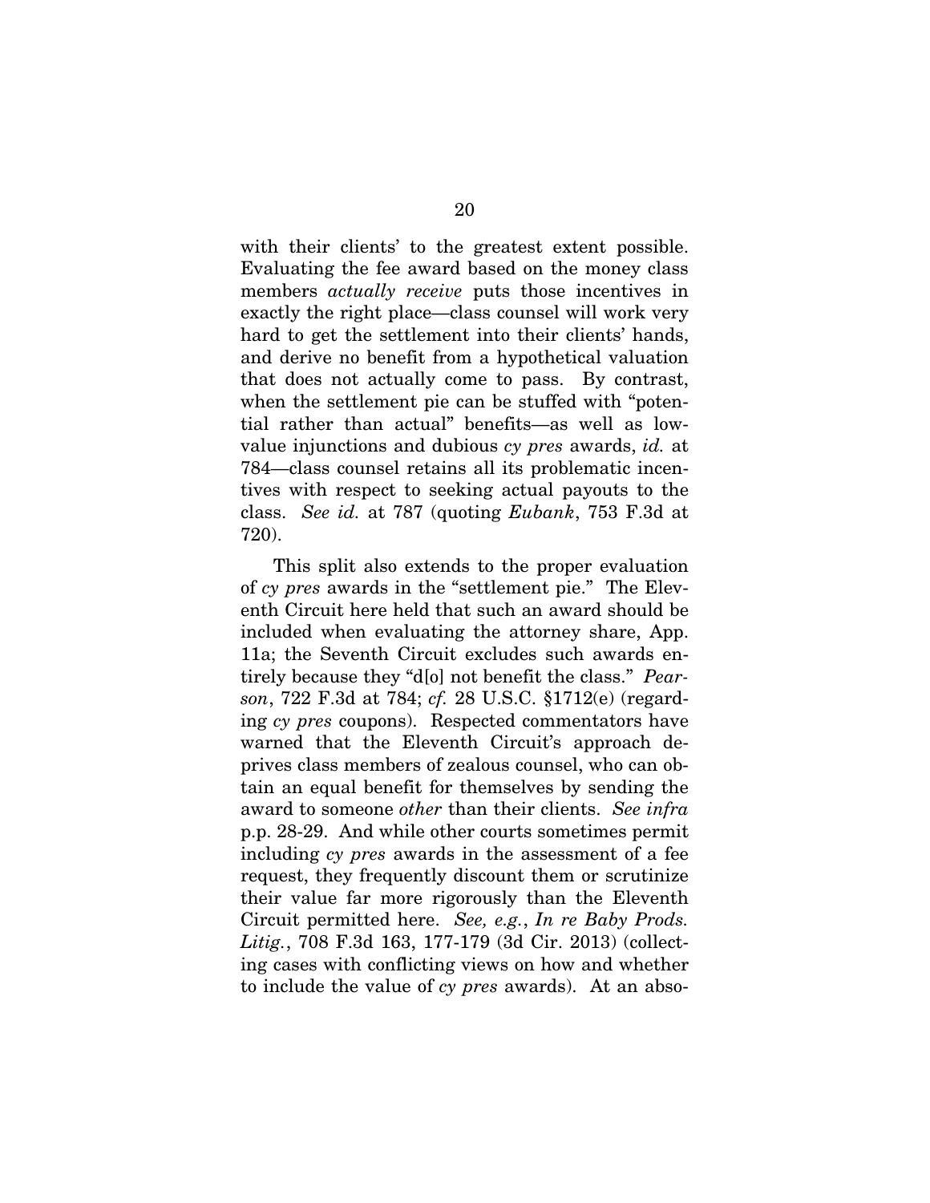with their clients' to the greatest extent possible. Evaluating the fee award based on the money class members *actually receive* puts those incentives in exactly the right place—class counsel will work very hard to get the settlement into their clients' hands, and derive no benefit from a hypothetical valuation that does not actually come to pass. By contrast, when the settlement pie can be stuffed with "potential rather than actual" benefits—as well as low-value injunctions and dubious *cy pres* awards, *id.* at 784—class counsel retains all its problematic incentives with respect to seeking actual payouts to the class. *See id.* at 787 (quoting *Eubank*, 753 F.3d at 720).

This split also extends to the proper evaluation of *cy pres* awards in the "settlement pie." The Eleventh Circuit here held that such an award should be included when evaluating the attorney share, App. 11a; the Seventh Circuit excludes such awards entirely because they "d[o] not benefit the class." *Pearson*, 722 F.3d at 784; *cf.* 28 U.S.C. §1712(e) (regarding *cy pres* coupons). Respected commentators have warned that the Eleventh Circuit's approach deprives class members of zealous counsel, who can obtain an equal benefit for themselves by sending the award to someone *other* than their clients. *See infra* p.p. 28-29. And while other courts sometimes permit including *cy pres* awards in the assessment of a fee request, they frequently discount them or scrutinize their value far more rigorously than the Eleventh Circuit permitted here. *See, e.g.*, *In re Baby Prods. Litig.*, 708 F.3d 163, 177-179 (3d Cir. 2013) (collecting cases with conflicting views on how and whether to include the value of *cy pres* awards). At an abso-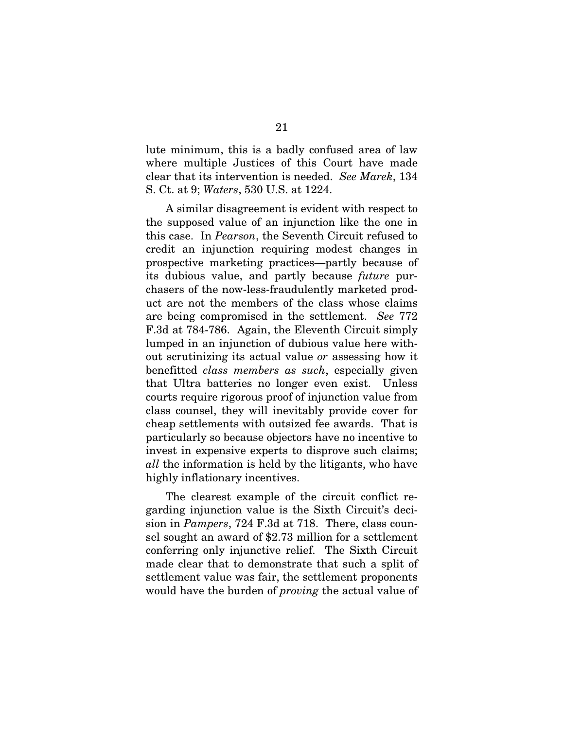lute minimum, this is a badly confused area of law where multiple Justices of this Court have made clear that its intervention is needed. *See Marek*, 134 S. Ct. at 9; *Waters*, 530 U.S. at 1224.

A similar disagreement is evident with respect to the supposed value of an injunction like the one in this case. In *Pearson*, the Seventh Circuit refused to credit an injunction requiring modest changes in prospective marketing practices—partly because of its dubious value, and partly because *future* purchasers of the now-less-fraudulently marketed product are not the members of the class whose claims are being compromised in the settlement. *See* 772 F.3d at 784-786. Again, the Eleventh Circuit simply lumped in an injunction of dubious value here without scrutinizing its actual value *or* assessing how it benefitted *class members as such*, especially given that Ultra batteries no longer even exist. Unless courts require rigorous proof of injunction value from class counsel, they will inevitably provide cover for cheap settlements with outsized fee awards. That is particularly so because objectors have no incentive to invest in expensive experts to disprove such claims; *all* the information is held by the litigants, who have highly inflationary incentives.

The clearest example of the circuit conflict regarding injunction value is the Sixth Circuit's decision in *Pampers*, 724 F.3d at 718. There, class counsel sought an award of \$2.73 million for a settlement conferring only injunctive relief. The Sixth Circuit made clear that to demonstrate that such a split of settlement value was fair, the settlement proponents would have the burden of *proving* the actual value of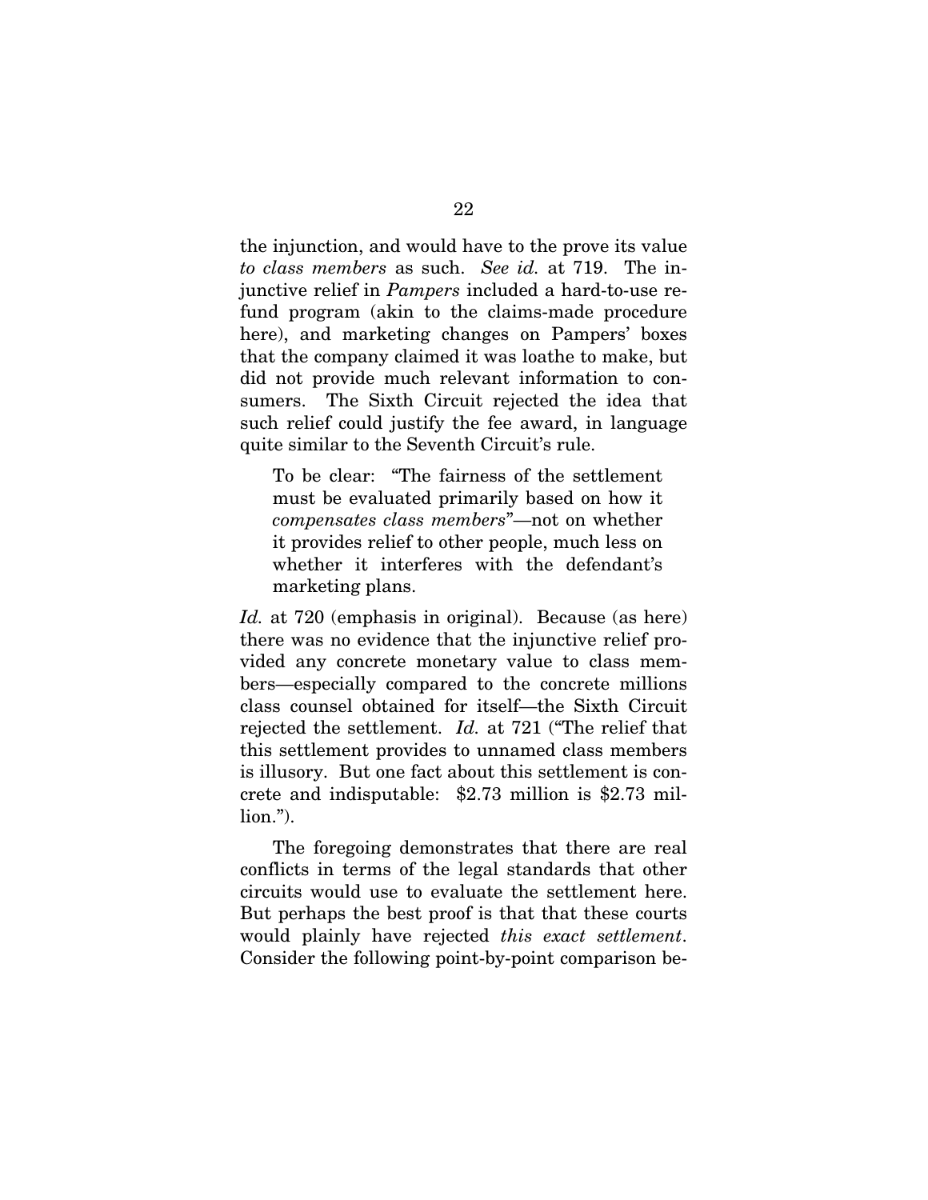the injunction, and would have to the prove its value *to class members* as such. *See id.* at 719. The injunctive relief in *Pampers* included a hard-to-use refund program (akin to the claims-made procedure here), and marketing changes on Pampers' boxes that the company claimed it was loathe to make, but did not provide much relevant information to consumers. The Sixth Circuit rejected the idea that such relief could justify the fee award, in language quite similar to the Seventh Circuit's rule.

> To be clear: "The fairness of the settlement must be evaluated primarily based on how it *compensates class members*"—not on whether it provides relief to other people, much less on whether it interferes with the defendant's marketing plans.

*Id.* at 720 (emphasis in original). Because (as here) there was no evidence that the injunctive relief provided any concrete monetary value to class members—especially compared to the concrete millions class counsel obtained for itself—the Sixth Circuit rejected the settlement. *Id.* at 721 ("The relief that this settlement provides to unnamed class members is illusory. But one fact about this settlement is concrete and indisputable: $2.73 million is $2.73 million.").

The foregoing demonstrates that there are real conflicts in terms of the legal standards that other circuits would use to evaluate the settlement here. But perhaps the best proof is that that these courts would plainly have rejected *this exact settlement*. Consider the following point-by-point comparison be-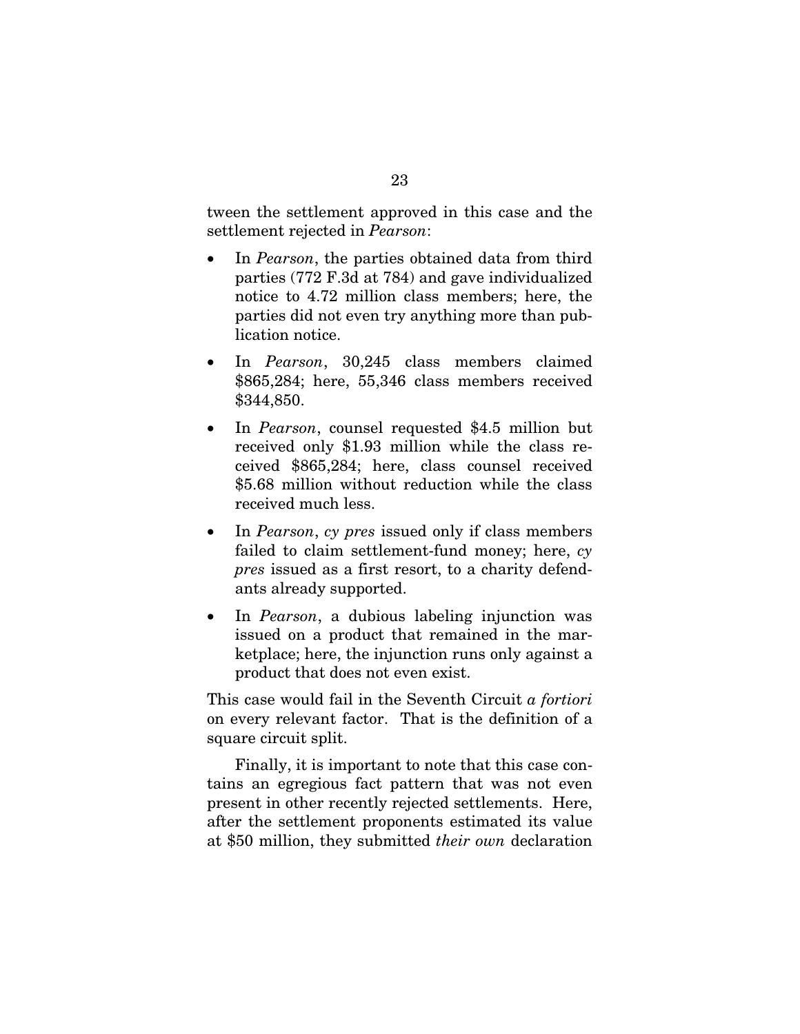tween the settlement approved in this case and the settlement rejected in *Pearson*:

- In *Pearson*, the parties obtained data from third parties (772 F.3d at 784) and gave individualized notice to 4.72 million class members; here, the parties did not even try anything more than publication notice.
- In *Pearson*, 30,245 class members claimed $865,284; here, 55,346 class members received $344,850.
- In *Pearson*, counsel requested $4.5 million but received only $1.93 million while the class received $865,284; here, class counsel received $5.68 million without reduction while the class received much less.
- In *Pearson*, *cy pres* issued only if class members failed to claim settlement-fund money; here, *cy pres* issued as a first resort, to a charity defendants already supported.
- In *Pearson*, a dubious labeling injunction was issued on a product that remained in the marketplace; here, the injunction runs only against a product that does not even exist.

This case would fail in the Seventh Circuit *a fortiori* on every relevant factor. That is the definition of a square circuit split.

Finally, it is important to note that this case contains an egregious fact pattern that was not even present in other recently rejected settlements. Here, after the settlement proponents estimated its value at $50 million, they submitted *their own* declaration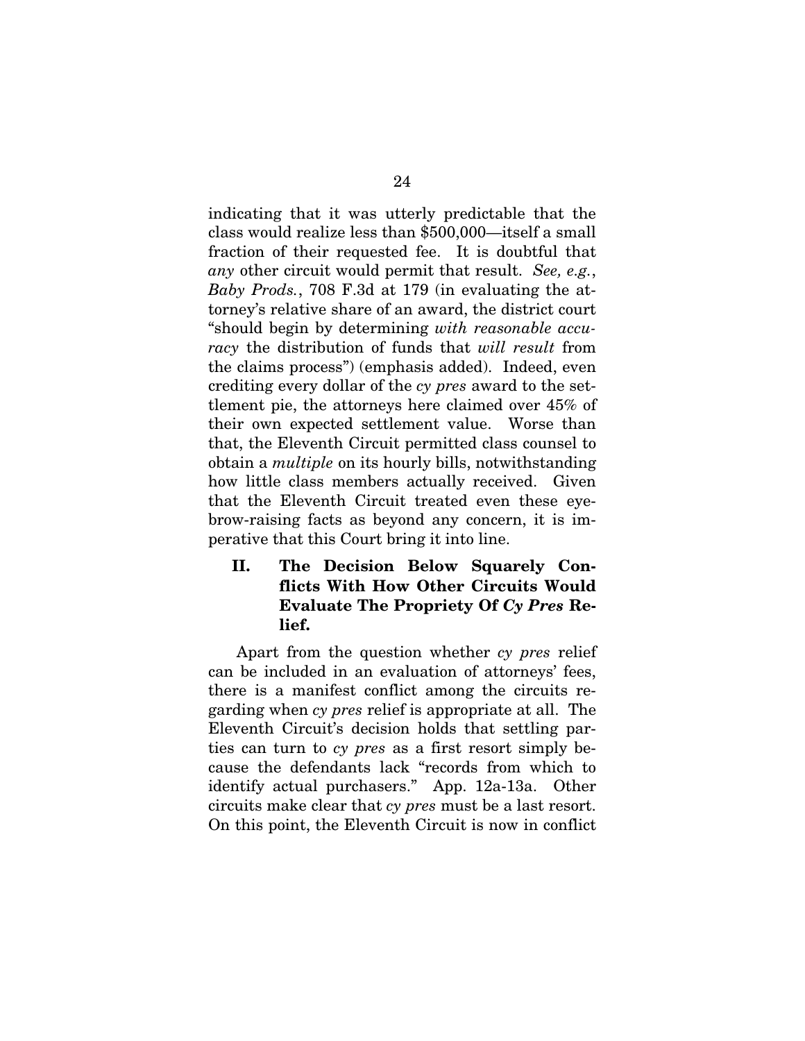indicating that it was utterly predictable that the class would realize less than $500,000—itself a small fraction of their requested fee. It is doubtful that *any* other circuit would permit that result. *See, e.g.*, *Baby Prods.*, 708 F.3d at 179 (in evaluating the attorney's relative share of an award, the district court "should begin by determining *with reasonable accuracy* the distribution of funds that *will result* from the claims process") (emphasis added). Indeed, even crediting every dollar of the *cy pres* award to the settlement pie, the attorneys here claimed over 45% of their own expected settlement value. Worse than that, the Eleventh Circuit permitted class counsel to obtain a *multiple* on its hourly bills, notwithstanding how little class members actually received. Given that the Eleventh Circuit treated even these eyebrow-raising facts as beyond any concern, it is imperative that this Court bring it into line.

## II. The Decision Below Squarely Conflicts With How Other Circuits Would Evaluate The Propriety Of *Cy Pres* Relief.

Apart from the question whether *cy pres* relief can be included in an evaluation of attorneys' fees, there is a manifest conflict among the circuits regarding when *cy pres* relief is appropriate at all. The Eleventh Circuit's decision holds that settling parties can turn to *cy pres* as a first resort simply because the defendants lack "records from which to identify actual purchasers." App. 12a-13a. Other circuits make clear that *cy pres* must be a last resort. On this point, the Eleventh Circuit is now in conflict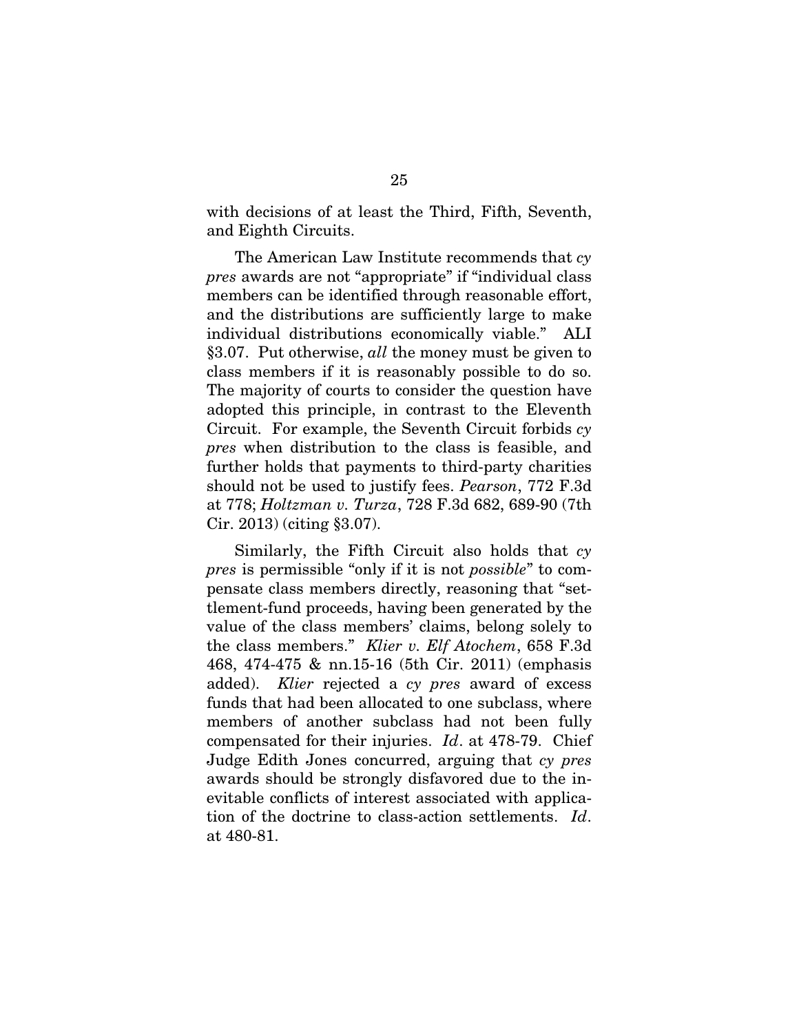with decisions of at least the Third, Fifth, Seventh, and Eighth Circuits.

The American Law Institute recommends that *cy pres* awards are not "appropriate" if "individual class members can be identified through reasonable effort, and the distributions are sufficiently large to make individual distributions economically viable." ALI §3.07. Put otherwise, *all* the money must be given to class members if it is reasonably possible to do so. The majority of courts to consider the question have adopted this principle, in contrast to the Eleventh Circuit. For example, the Seventh Circuit forbids *cy pres* when distribution to the class is feasible, and further holds that payments to third-party charities should not be used to justify fees. *Pearson*, 772 F.3d at 778; *Holtzman v. Turza*, 728 F.3d 682, 689-90 (7th Cir. 2013) (citing §3.07).

Similarly, the Fifth Circuit also holds that *cy pres* is permissible "only if it is not *possible*" to compensate class members directly, reasoning that "settlement-fund proceeds, having been generated by the value of the class members' claims, belong solely to the class members." *Klier v. Elf Atochem*, 658 F.3d 468, 474-475 & nn.15-16 (5th Cir. 2011) (emphasis added). *Klier* rejected a *cy pres* award of excess funds that had been allocated to one subclass, where members of another subclass had not been fully compensated for their injuries. *Id*. at 478-79. Chief Judge Edith Jones concurred, arguing that *cy pres* awards should be strongly disfavored due to the inevitable conflicts of interest associated with application of the doctrine to class-action settlements. *Id*. at 480-81.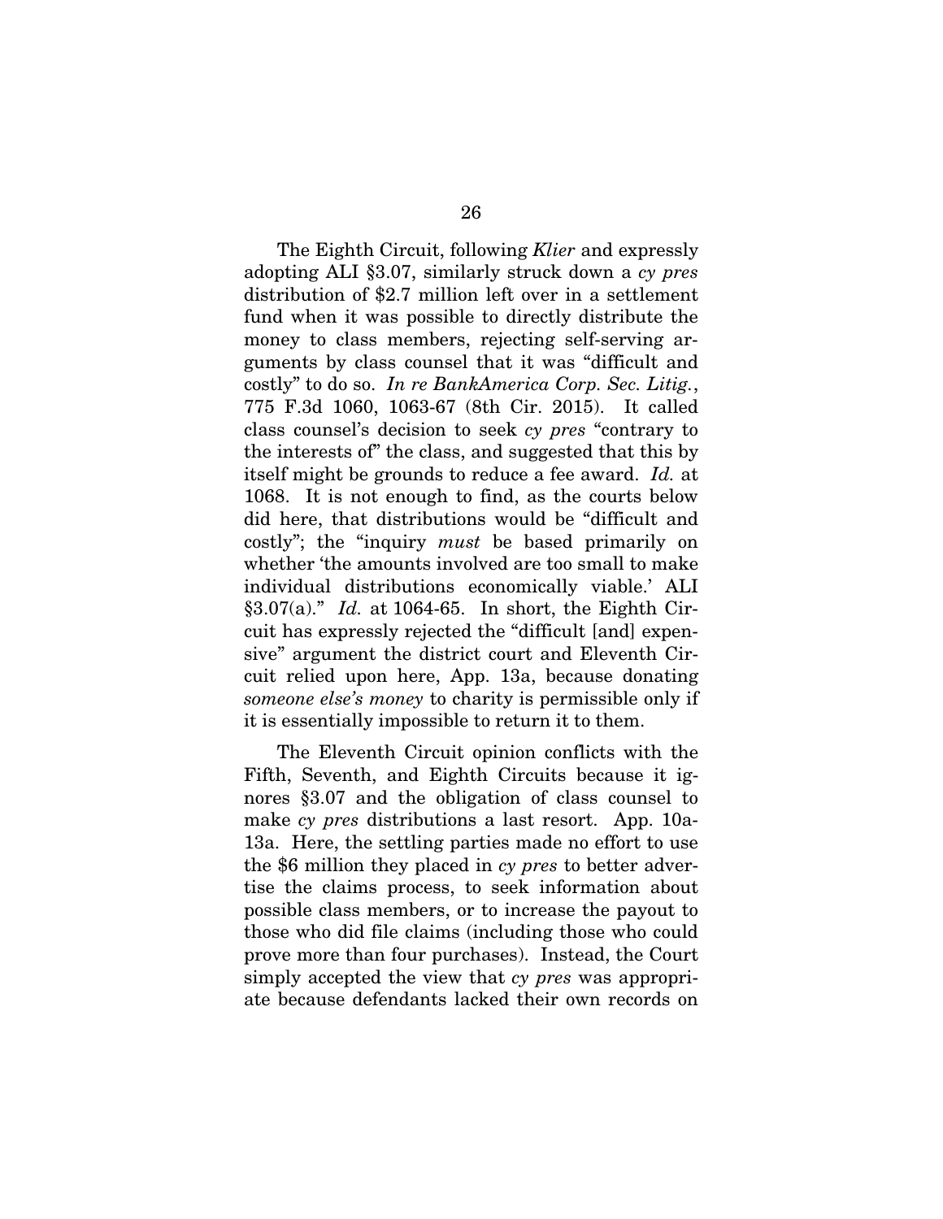The Eighth Circuit, following *Klier* and expressly adopting ALI §3.07, similarly struck down a *cy pres* distribution of $2.7 million left over in a settlement fund when it was possible to directly distribute the money to class members, rejecting self-serving arguments by class counsel that it was "difficult and costly" to do so. *In re BankAmerica Corp. Sec. Litig.*, 775 F.3d 1060, 1063-67 (8th Cir. 2015). It called class counsel's decision to seek *cy pres* "contrary to the interests of" the class, and suggested that this by itself might be grounds to reduce a fee award. *Id.* at 1068. It is not enough to find, as the courts below did here, that distributions would be "difficult and costly"; the "inquiry *must* be based primarily on whether 'the amounts involved are too small to make individual distributions economically viable.' ALI §3.07(a)." *Id.* at 1064-65. In short, the Eighth Circuit has expressly rejected the "difficult [and] expensive" argument the district court and Eleventh Circuit relied upon here, App. 13a, because donating *someone else's money* to charity is permissible only if it is essentially impossible to return it to them.

The Eleventh Circuit opinion conflicts with the Fifth, Seventh, and Eighth Circuits because it ignores §3.07 and the obligation of class counsel to make *cy pres* distributions a last resort. App. 10a-13a. Here, the settling parties made no effort to use the $6 million they placed in *cy pres* to better advertise the claims process, to seek information about possible class members, or to increase the payout to those who did file claims (including those who could prove more than four purchases). Instead, the Court simply accepted the view that *cy pres* was appropriate because defendants lacked their own records on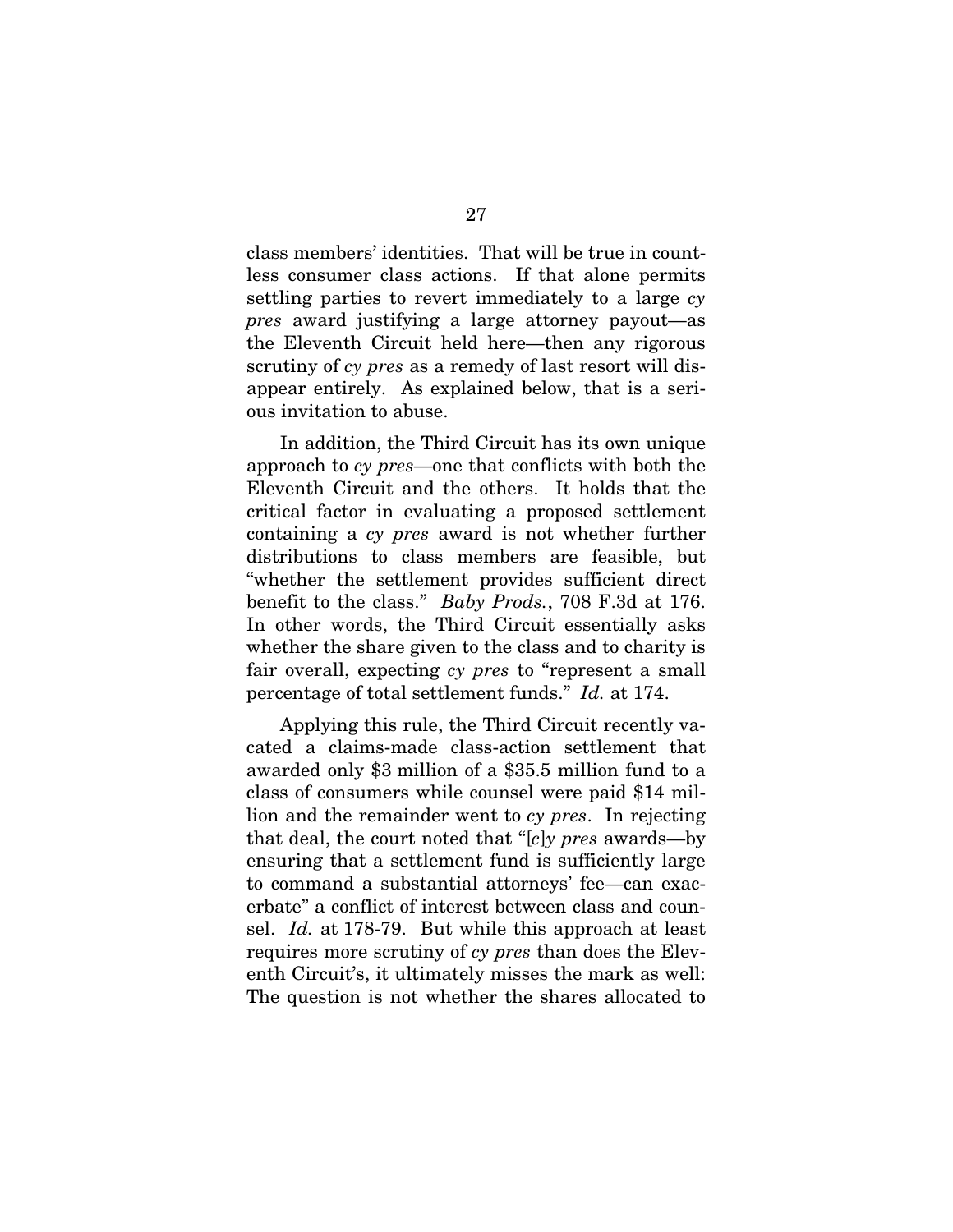class members' identities. That will be true in countless consumer class actions. If that alone permits settling parties to revert immediately to a large *cy pres* award justifying a large attorney payout—as the Eleventh Circuit held here—then any rigorous scrutiny of *cy pres* as a remedy of last resort will disappear entirely. As explained below, that is a serious invitation to abuse.

In addition, the Third Circuit has its own unique approach to *cy pres*—one that conflicts with both the Eleventh Circuit and the others. It holds that the critical factor in evaluating a proposed settlement containing a *cy pres* award is not whether further distributions to class members are feasible, but "whether the settlement provides sufficient direct benefit to the class." *Baby Prods.*, 708 F.3d at 176. In other words, the Third Circuit essentially asks whether the share given to the class and to charity is fair overall, expecting *cy pres* to "represent a small percentage of total settlement funds." *Id.* at 174.

Applying this rule, the Third Circuit recently vacated a claims-made class-action settlement that awarded only $3 million of a $35.5 million fund to a class of consumers while counsel were paid $14 million and the remainder went to *cy pres*. In rejecting that deal, the court noted that "[*c*]*y pres* awards—by ensuring that a settlement fund is sufficiently large to command a substantial attorneys' fee—can exacerbate" a conflict of interest between class and counsel. *Id.* at 178-79. But while this approach at least requires more scrutiny of *cy pres* than does the Eleventh Circuit's, it ultimately misses the mark as well: The question is not whether the shares allocated to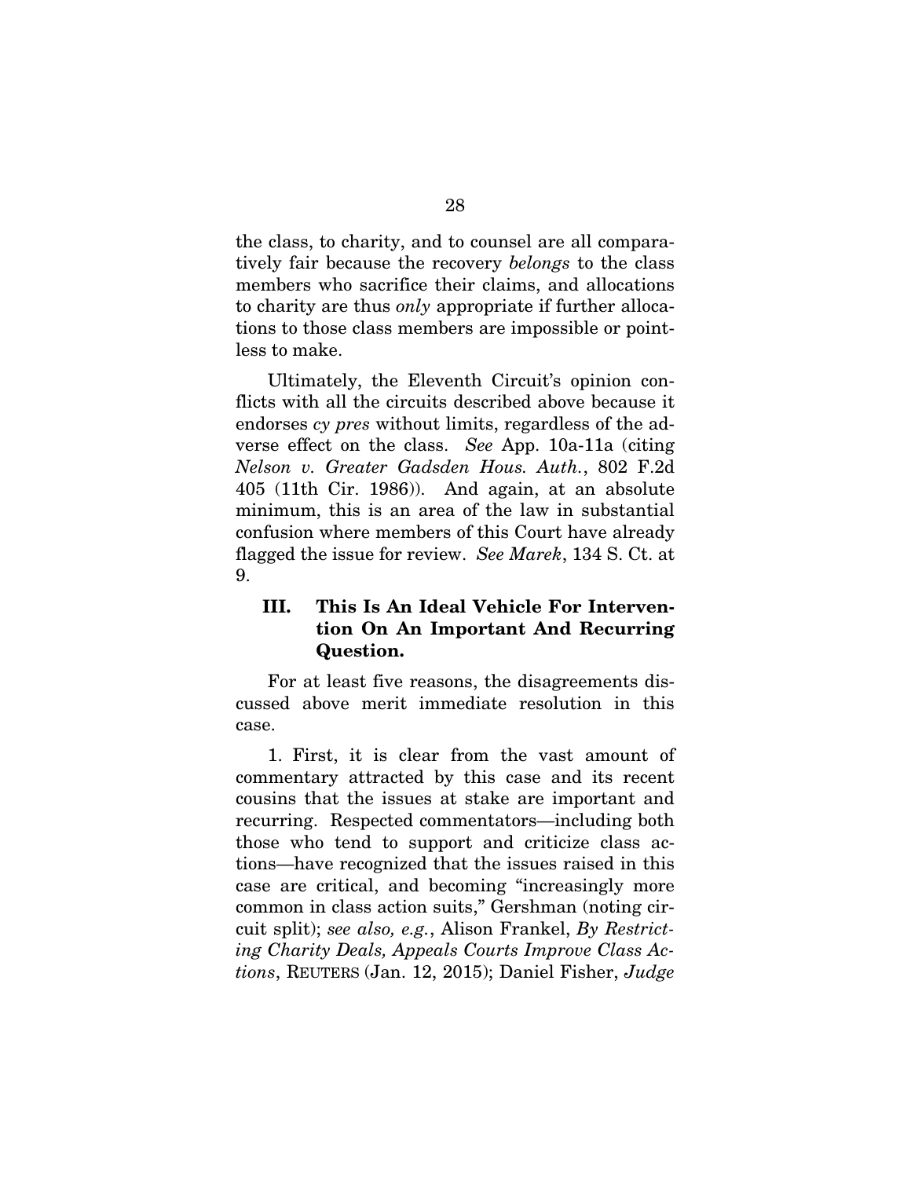the class, to charity, and to counsel are all comparatively fair because the recovery *belongs* to the class members who sacrifice their claims, and allocations to charity are thus *only* appropriate if further allocations to those class members are impossible or pointless to make.

Ultimately, the Eleventh Circuit's opinion conflicts with all the circuits described above because it endorses *cy pres* without limits, regardless of the adverse effect on the class. *See* App. 10a-11a (citing *Nelson v. Greater Gadsden Hous. Auth.*, 802 F.2d 405 (11th Cir. 1986)). And again, at an absolute minimum, this is an area of the law in substantial confusion where members of this Court have already flagged the issue for review. *See Marek*, 134 S. Ct. at 9.

## III. This Is An Ideal Vehicle For Intervention On An Important And Recurring Question.

For at least five reasons, the disagreements discussed above merit immediate resolution in this case.

1. First, it is clear from the vast amount of commentary attracted by this case and its recent cousins that the issues at stake are important and recurring. Respected commentators—including both those who tend to support and criticize class actions—have recognized that the issues raised in this case are critical, and becoming "increasingly more common in class action suits," Gershman (noting circuit split); *see also, e.g.*, Alison Frankel, *By Restricting Charity Deals, Appeals Courts Improve Class Actions*, REUTERS (Jan. 12, 2015); Daniel Fisher, *Judge*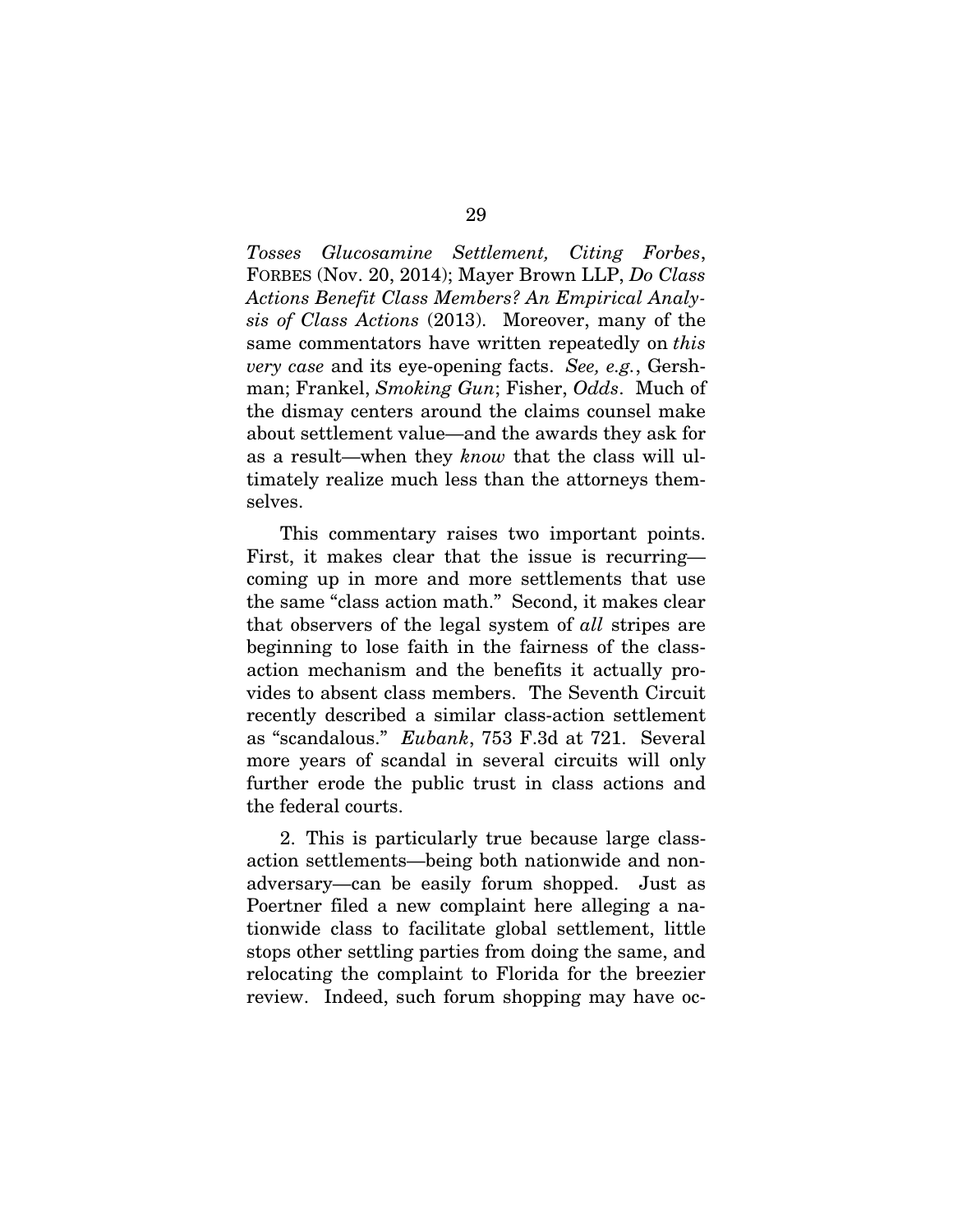*Tosses Glucosamine Settlement, Citing Forbes*, FORBES (Nov. 20, 2014); Mayer Brown LLP, *Do Class Actions Benefit Class Members? An Empirical Analysis of Class Actions* (2013). Moreover, many of the same commentators have written repeatedly on *this very case* and its eye-opening facts. *See, e.g.*, Gershman; Frankel, *Smoking Gun*; Fisher, *Odds*. Much of the dismay centers around the claims counsel make about settlement value—and the awards they ask for as a result—when they *know* that the class will ultimately realize much less than the attorneys themselves.

This commentary raises two important points. First, it makes clear that the issue is recurring—coming up in more and more settlements that use the same "class action math." Second, it makes clear that observers of the legal system of *all* stripes are beginning to lose faith in the fairness of the class-action mechanism and the benefits it actually provides to absent class members. The Seventh Circuit recently described a similar class-action settlement as "scandalous." *Eubank*, 753 F.3d at 721. Several more years of scandal in several circuits will only further erode the public trust in class actions and the federal courts.

2. This is particularly true because large class-action settlements—being both nationwide and non-adversary—can be easily forum shopped. Just as Poertner filed a new complaint here alleging a nationwide class to facilitate global settlement, little stops other settling parties from doing the same, and relocating the complaint to Florida for the breezier review. Indeed, such forum shopping may have oc-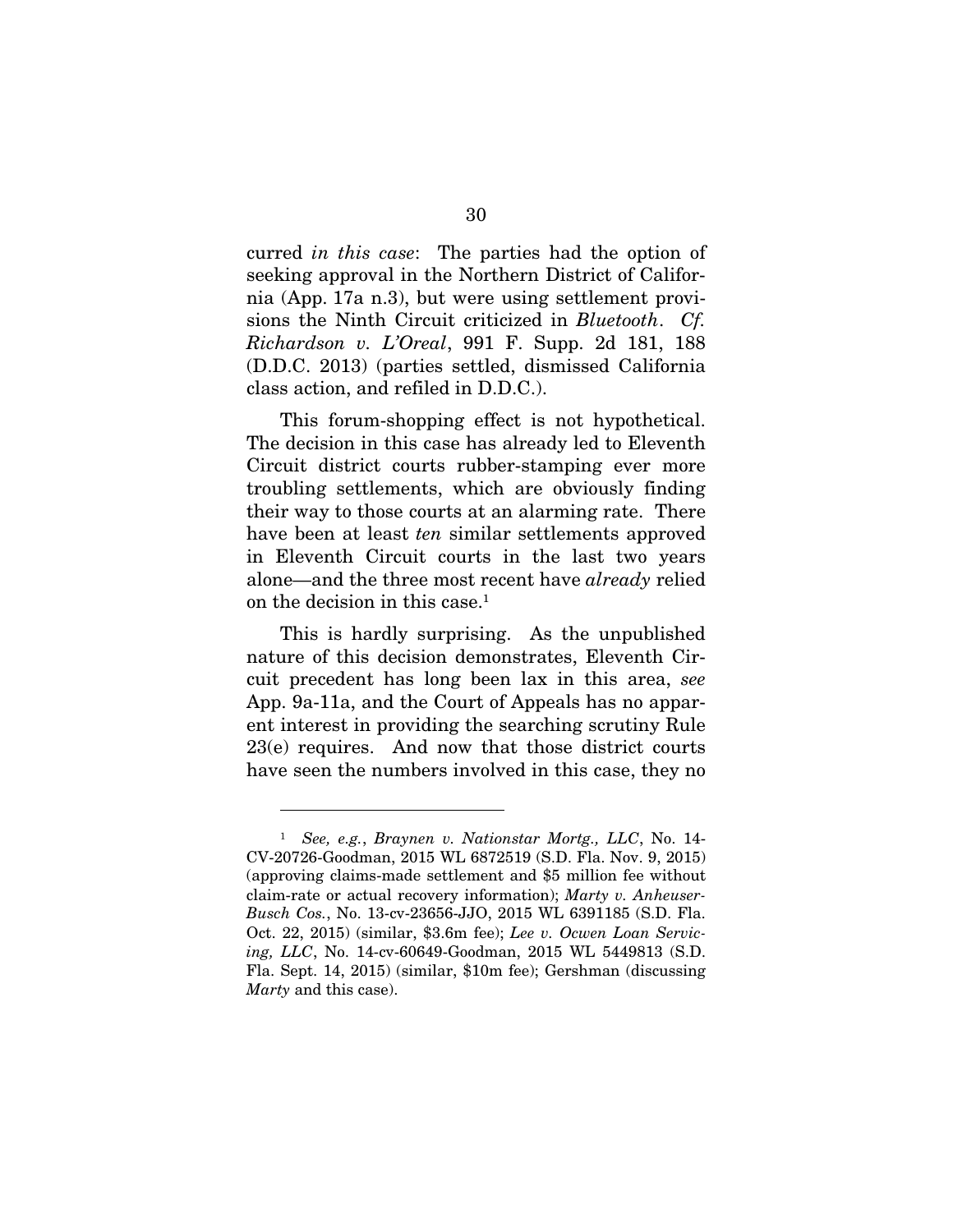curred *in this case*: The parties had the option of seeking approval in the Northern District of California (App. 17a n.3), but were using settlement provisions the Ninth Circuit criticized in *Bluetooth*. *Cf. Richardson v. L'Oreal*, 991 F. Supp. 2d 181, 188 (D.D.C. 2013) (parties settled, dismissed California class action, and refiled in D.D.C.).

This forum-shopping effect is not hypothetical. The decision in this case has already led to Eleventh Circuit district courts rubber-stamping ever more troubling settlements, which are obviously finding their way to those courts at an alarming rate. There have been at least *ten* similar settlements approved in Eleventh Circuit courts in the last two years alone—and the three most recent have *already* relied on the decision in this case.[1]

This is hardly surprising. As the unpublished nature of this decision demonstrates, Eleventh Circuit precedent has long been lax in this area, *see* App. 9a-11a, and the Court of Appeals has no apparent interest in providing the searching scrutiny Rule 23(e) requires. And now that those district courts have seen the numbers involved in this case, they no

---

[1] *See, e.g.*, *Braynen v. Nationstar Mortg., LLC*, No. 14-CV-20726-Goodman, 2015 WL 6872519 (S.D. Fla. Nov. 9, 2015) (approving claims-made settlement and $5 million fee without claim-rate or actual recovery information); *Marty v. Anheuser-Busch Cos.*, No. 13-cv-23656-JJO, 2015 WL 6391185 (S.D. Fla. Oct. 22, 2015) (similar, $3.6m fee); *Lee v. Ocwen Loan Servicing, LLC*, No. 14-cv-60649-Goodman, 2015 WL 5449813 (S.D. Fla. Sept. 14, 2015) (similar, $10m fee); Gershman (discussing *Marty* and this case).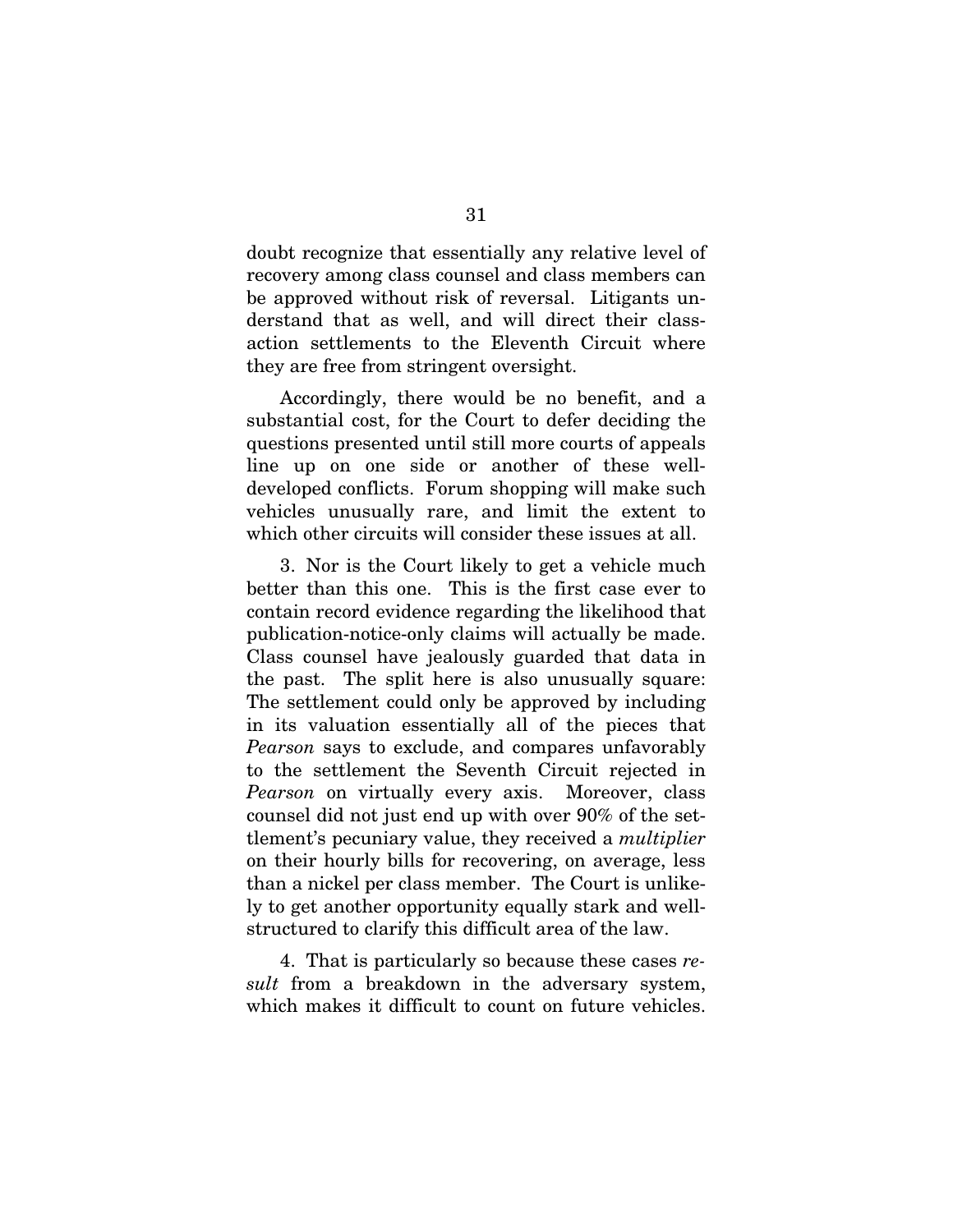doubt recognize that essentially any relative level of recovery among class counsel and class members can be approved without risk of reversal. Litigants understand that as well, and will direct their class-action settlements to the Eleventh Circuit where they are free from stringent oversight.

Accordingly, there would be no benefit, and a substantial cost, for the Court to defer deciding the questions presented until still more courts of appeals line up on one side or another of these well-developed conflicts. Forum shopping will make such vehicles unusually rare, and limit the extent to which other circuits will consider these issues at all.

3. Nor is the Court likely to get a vehicle much better than this one. This is the first case ever to contain record evidence regarding the likelihood that publication-notice-only claims will actually be made. Class counsel have jealously guarded that data in the past. The split here is also unusually square: The settlement could only be approved by including in its valuation essentially all of the pieces that *Pearson* says to exclude, and compares unfavorably to the settlement the Seventh Circuit rejected in *Pearson* on virtually every axis. Moreover, class counsel did not just end up with over 90% of the settlement's pecuniary value, they received a *multiplier* on their hourly bills for recovering, on average, less than a nickel per class member. The Court is unlikely to get another opportunity equally stark and well-structured to clarify this difficult area of the law.

4. That is particularly so because these cases *result* from a breakdown in the adversary system, which makes it difficult to count on future vehicles.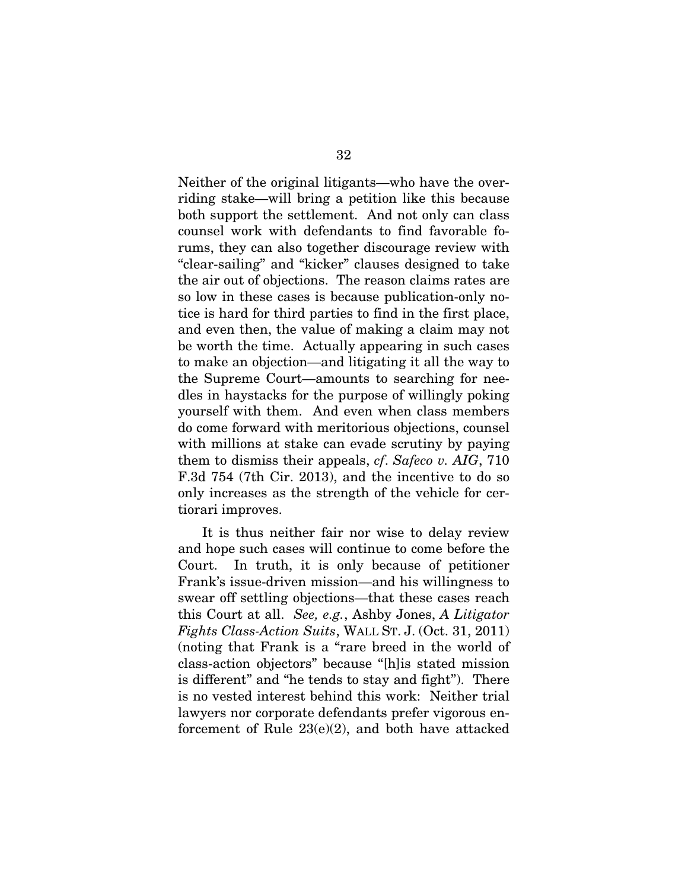Neither of the original litigants—who have the overriding stake—will bring a petition like this because both support the settlement. And not only can class counsel work with defendants to find favorable forums, they can also together discourage review with "clear-sailing" and "kicker" clauses designed to take the air out of objections. The reason claims rates are so low in these cases is because publication-only notice is hard for third parties to find in the first place, and even then, the value of making a claim may not be worth the time. Actually appearing in such cases to make an objection—and litigating it all the way to the Supreme Court—amounts to searching for needles in haystacks for the purpose of willingly poking yourself with them. And even when class members do come forward with meritorious objections, counsel with millions at stake can evade scrutiny by paying them to dismiss their appeals, *cf*. *Safeco v. AIG*, 710 F.3d 754 (7th Cir. 2013), and the incentive to do so only increases as the strength of the vehicle for certiorari improves.

It is thus neither fair nor wise to delay review and hope such cases will continue to come before the Court. In truth, it is only because of petitioner Frank's issue-driven mission—and his willingness to swear off settling objections—that these cases reach this Court at all. *See, e.g.*, Ashby Jones, *A Litigator Fights Class-Action Suits*, WALL ST. J. (Oct. 31, 2011) (noting that Frank is a "rare breed in the world of class-action objectors" because "[h]is stated mission is different" and "he tends to stay and fight"). There is no vested interest behind this work: Neither trial lawyers nor corporate defendants prefer vigorous enforcement of Rule 23(e)(2), and both have attacked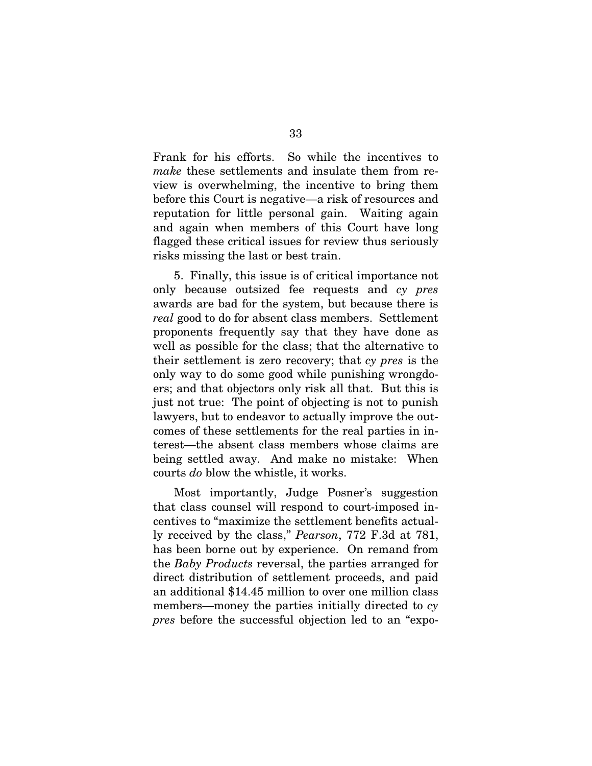Frank for his efforts. So while the incentives to *make* these settlements and insulate them from review is overwhelming, the incentive to bring them before this Court is negative—a risk of resources and reputation for little personal gain. Waiting again and again when members of this Court have long flagged these critical issues for review thus seriously risks missing the last or best train.

5. Finally, this issue is of critical importance not only because outsized fee requests and *cy pres* awards are bad for the system, but because there is *real* good to do for absent class members. Settlement proponents frequently say that they have done as well as possible for the class; that the alternative to their settlement is zero recovery; that *cy pres* is the only way to do some good while punishing wrongdoers; and that objectors only risk all that. But this is just not true: The point of objecting is not to punish lawyers, but to endeavor to actually improve the outcomes of these settlements for the real parties in interest—the absent class members whose claims are being settled away. And make no mistake: When courts *do* blow the whistle, it works.

Most importantly, Judge Posner's suggestion that class counsel will respond to court-imposed incentives to "maximize the settlement benefits actually received by the class," *Pearson*, 772 F.3d at 781, has been borne out by experience. On remand from the *Baby Products* reversal, the parties arranged for direct distribution of settlement proceeds, and paid an additional $14.45 million to over one million class members—money the parties initially directed to *cy pres* before the successful objection led to an "expo-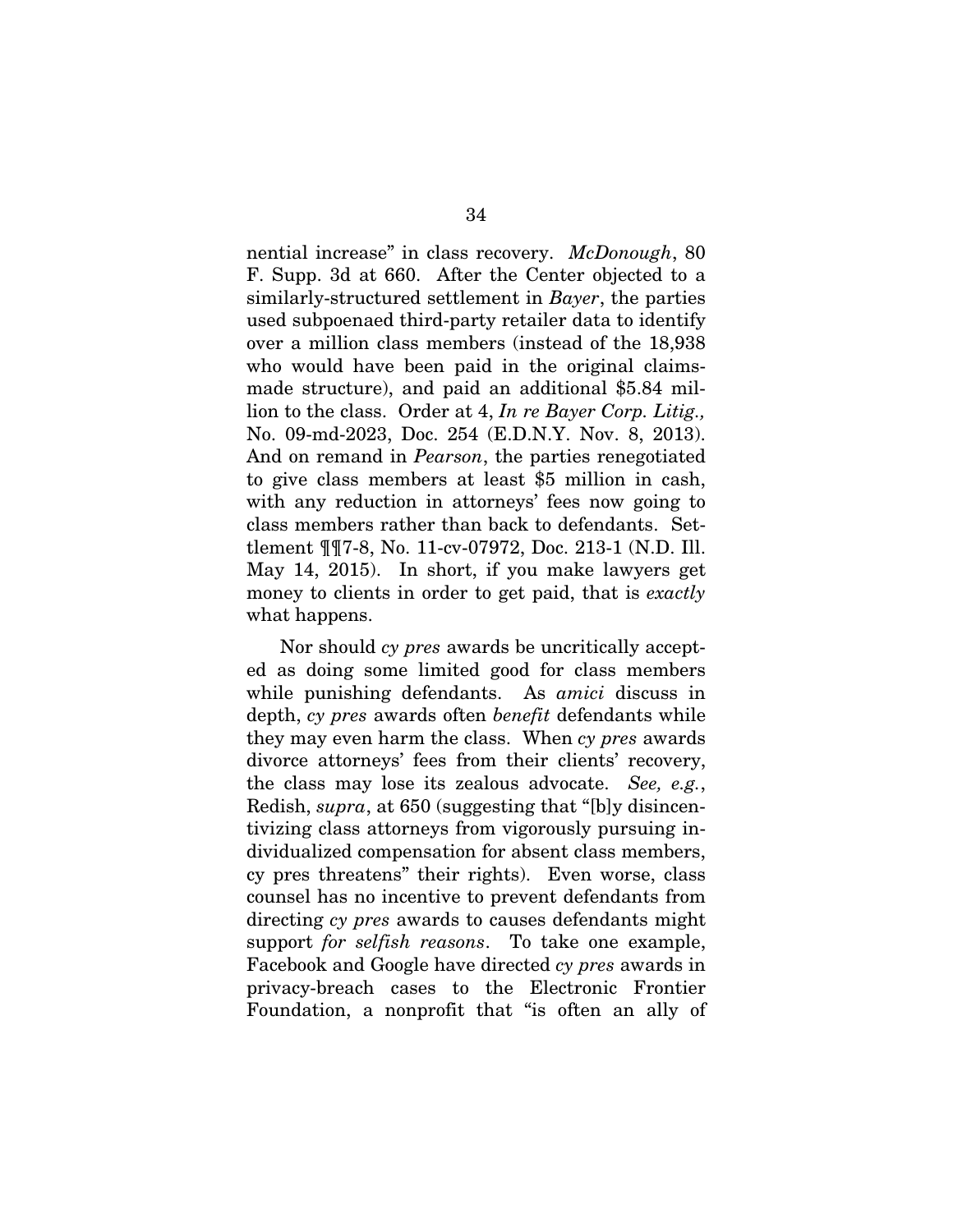nential increase" in class recovery. *McDonough*, 80 F. Supp. 3d at 660. After the Center objected to a similarly-structured settlement in *Bayer*, the parties used subpoenaed third-party retailer data to identify over a million class members (instead of the 18,938 who would have been paid in the original claims-made structure), and paid an additional $5.84 million to the class. Order at 4, *In re Bayer Corp. Litig.,* No. 09-md-2023, Doc. 254 (E.D.N.Y. Nov. 8, 2013). And on remand in *Pearson*, the parties renegotiated to give class members at least $5 million in cash, with any reduction in attorneys' fees now going to class members rather than back to defendants. Settlement ¶¶7-8, No. 11-cv-07972, Doc. 213-1 (N.D. Ill. May 14, 2015). In short, if you make lawyers get money to clients in order to get paid, that is *exactly* what happens.

Nor should *cy pres* awards be uncritically accepted as doing some limited good for class members while punishing defendants. As *amici* discuss in depth, *cy pres* awards often *benefit* defendants while they may even harm the class. When *cy pres* awards divorce attorneys' fees from their clients' recovery, the class may lose its zealous advocate. *See, e.g.*, Redish, *supra*, at 650 (suggesting that "[b]y disincentivizing class attorneys from vigorously pursuing individualized compensation for absent class members, cy pres threatens" their rights). Even worse, class counsel has no incentive to prevent defendants from directing *cy pres* awards to causes defendants might support *for selfish reasons*. To take one example, Facebook and Google have directed *cy pres* awards in privacy-breach cases to the Electronic Frontier Foundation, a nonprofit that "is often an ally of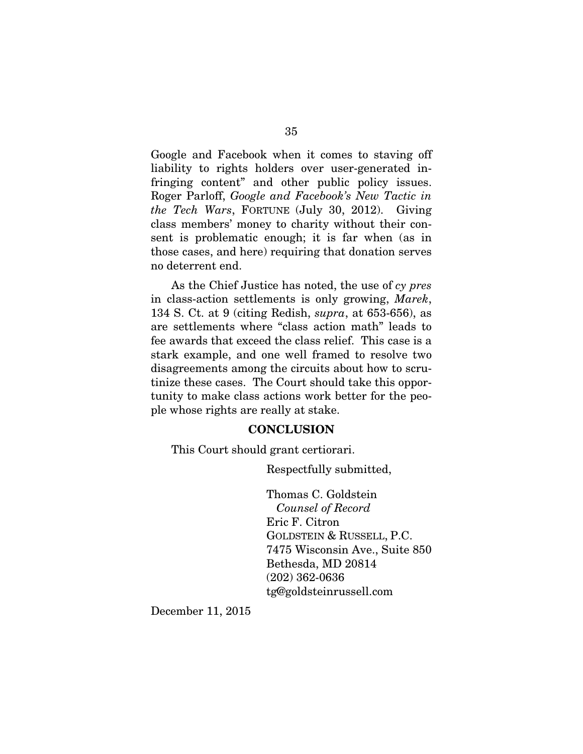Google and Facebook when it comes to staving off liability to rights holders over user-generated infringing content" and other public policy issues. Roger Parloff, *Google and Facebook's New Tactic in the Tech Wars*, FORTUNE (July 30, 2012). Giving class members' money to charity without their consent is problematic enough; it is far when (as in those cases, and here) requiring that donation serves no deterrent end.

As the Chief Justice has noted, the use of *cy pres* in class-action settlements is only growing, *Marek*, 134 S. Ct. at 9 (citing Redish, *supra*, at 653-656), as are settlements where "class action math" leads to fee awards that exceed the class relief. This case is a stark example, and one well framed to resolve two disagreements among the circuits about how to scrutinize these cases. The Court should take this opportunity to make class actions work better for the people whose rights are really at stake.

## CONCLUSION

This Court should grant certiorari.

Respectfully submitted,

Thomas C. Goldstein
*Counsel of Record*
Eric F. Citron
GOLDSTEIN & RUSSELL, P.C.
7475 Wisconsin Ave., Suite 850
Bethesda, MD 20814
(202) 362-0636
tg@goldsteinrussell.com

December 11, 2015